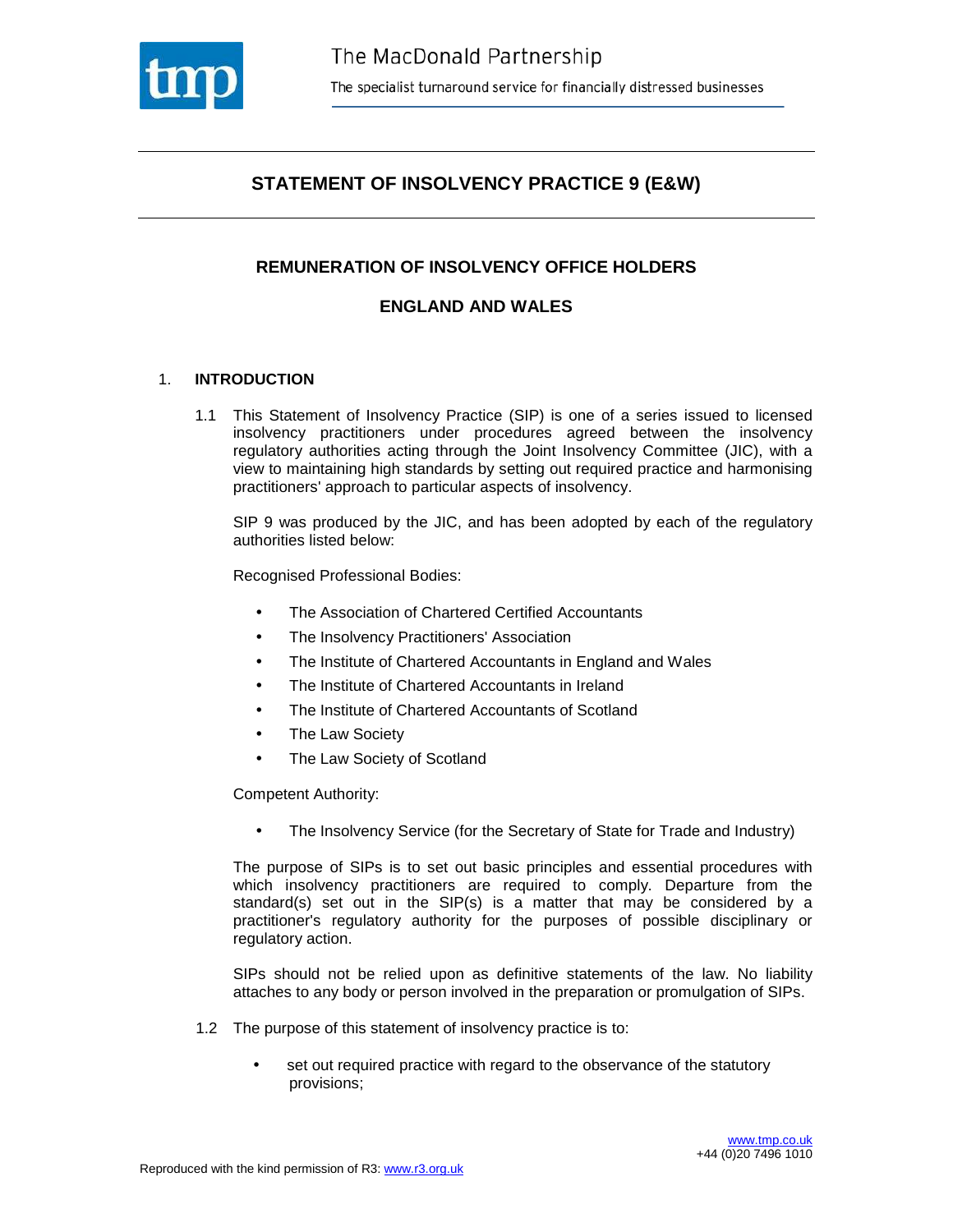# STATEMENT OF INSOLVENCY PRACTICE 9 (E&W)

## REMUNERATION OF INSOLVENCY OFFICE HOLDERS

## ENGLAND AND WALES

### 1. INTRODUCTION

1.1 This Statement of Insolvency Practice (SIP) is one of a series issued to licensed insolvency practitioners under procedures agreed between the insolvency regulatory authorities acting through the Joint Insolvency Committee (JIC), with a view to maintaining high standards by setting out required practice and harmonising practitioners' approach to particular aspects of insolvency.

SIP 9 was produced by the JIC, and has been adopted by each of the regulatory authorities listed below:

Recognised Professional Bodies:

- The Association of Chartered Certified Accountants
- The Insolvency Practitioners' Association
- The Institute of Chartered Accountants in England and Wales
- The Institute of Chartered Accountants in Ireland
- The Institute of Chartered Accountants of Scotland
- The Law Society
- The Law Society of Scotland

Competent Authority:

- The Insolvency Service (for the Secretary of State for Trade and Industry)

The purpose of SIPs is to set out basic principles and essential procedures with which insolvency practitioners are required to comply. Departure from the standard(s) set out in the SIP(s) is a matter that may be considered by a practitioner's regulatory authority for the purposes of possible disciplinary or regulatory action.

SIPs should not be relied upon as definitive statements of the law. No liability attaches to any body or person involved in the preparation or promulgation of SIPs.

1.2 The purpose of this statement of insolvency practice is to:

- set out required practice with regard to the observance of the statutory provisions;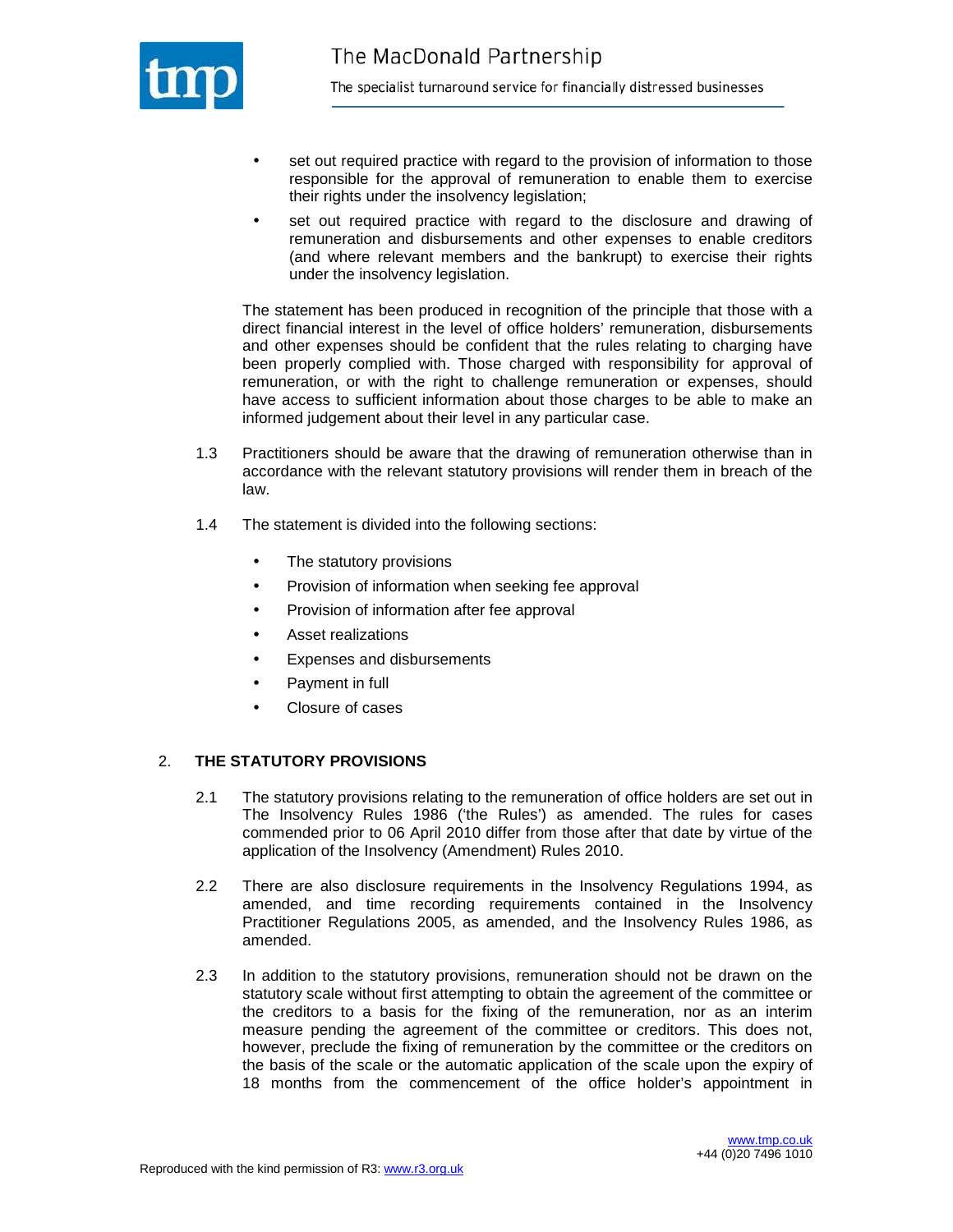- set out required practice with regard to the provision of information to those responsible for the approval of remuneration to enable them to exercise their rights under the insolvency legislation;
- set out required practice with regard to the disclosure and drawing of remuneration and disbursements and other expenses to enable creditors (and where relevant members and the bankrupt) to exercise their rights under the insolvency legislation.

The statement has been produced in recognition of the principle that those with a direct financial interest in the level of office holders' remuneration, disbursements and other expenses should be confident that the rules relating to charging have been properly complied with. Those charged with responsibility for approval of remuneration, or with the right to challenge remuneration or expenses, should have access to sufficient information about those charges to be able to make an informed judgement about their level in any particular case.

1.3 Practitioners should be aware that the drawing of remuneration otherwise than in accordance with the relevant statutory provisions will render them in breach of the law.

1.4 The statement is divided into the following sections:

- The statutory provisions
- Provision of information when seeking fee approval
- Provision of information after fee approval
- Asset realizations
- Expenses and disbursements
- Payment in full
- Closure of cases

## 2. THE STATUTORY PROVISIONS

2.1 The statutory provisions relating to the remuneration of office holders are set out in The Insolvency Rules 1986 ('the Rules') as amended. The rules for cases commended prior to 06 April 2010 differ from those after that date by virtue of the application of the Insolvency (Amendment) Rules 2010.

2.2 There are also disclosure requirements in the Insolvency Regulations 1994, as amended, and time recording requirements contained in the Insolvency Practitioner Regulations 2005, as amended, and the Insolvency Rules 1986, as amended.

2.3 In addition to the statutory provisions, remuneration should not be drawn on the statutory scale without first attempting to obtain the agreement of the committee or the creditors to a basis for the fixing of the remuneration, nor as an interim measure pending the agreement of the committee or creditors. This does not, however, preclude the fixing of remuneration by the committee or the creditors on the basis of the scale or the automatic application of the scale upon the expiry of 18 months from the commencement of the office holder's appointment in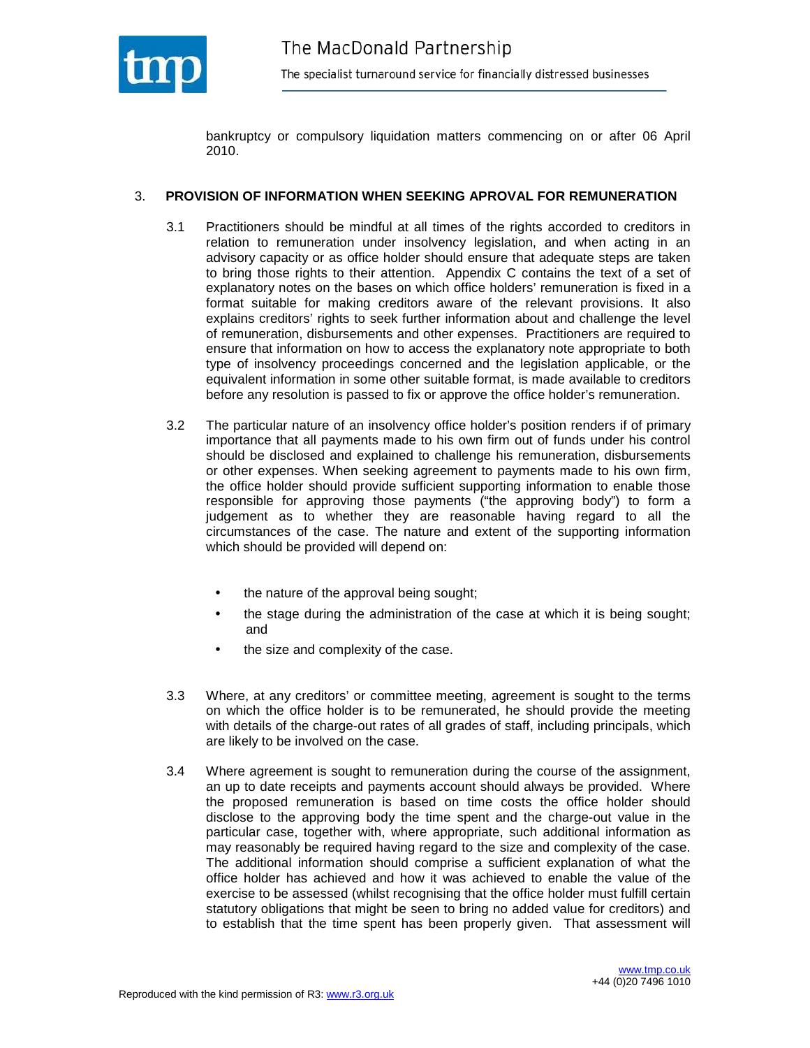bankruptcy or compulsory liquidation matters commencing on or after 06 April 2010.

## 3. PROVISION OF INFORMATION WHEN SEEKING APROVAL FOR REMUNERATION

3.1 Practitioners should be mindful at all times of the rights accorded to creditors in relation to remuneration under insolvency legislation, and when acting in an advisory capacity or as office holder should ensure that adequate steps are taken to bring those rights to their attention. Appendix C contains the text of a set of explanatory notes on the bases on which office holders' remuneration is fixed in a format suitable for making creditors aware of the relevant provisions. It also explains creditors' rights to seek further information about and challenge the level of remuneration, disbursements and other expenses. Practitioners are required to ensure that information on how to access the explanatory note appropriate to both type of insolvency proceedings concerned and the legislation applicable, or the equivalent information in some other suitable format, is made available to creditors before any resolution is passed to fix or approve the office holder's remuneration.

3.2 The particular nature of an insolvency office holder's position renders if of primary importance that all payments made to his own firm out of funds under his control should be disclosed and explained to challenge his remuneration, disbursements or other expenses. When seeking agreement to payments made to his own firm, the office holder should provide sufficient supporting information to enable those responsible for approving those payments ("the approving body") to form a judgement as to whether they are reasonable having regard to all the circumstances of the case. The nature and extent of the supporting information which should be provided will depend on:

- the nature of the approval being sought;
- the stage during the administration of the case at which it is being sought; and
- the size and complexity of the case.

3.3 Where, at any creditors' or committee meeting, agreement is sought to the terms on which the office holder is to be remunerated, he should provide the meeting with details of the charge-out rates of all grades of staff, including principals, which are likely to be involved on the case.

3.4 Where agreement is sought to remuneration during the course of the assignment, an up to date receipts and payments account should always be provided. Where the proposed remuneration is based on time costs the office holder should disclose to the approving body the time spent and the charge-out value in the particular case, together with, where appropriate, such additional information as may reasonably be required having regard to the size and complexity of the case. The additional information should comprise a sufficient explanation of what the office holder has achieved and how it was achieved to enable the value of the exercise to be assessed (whilst recognising that the office holder must fulfill certain statutory obligations that might be seen to bring no added value for creditors) and to establish that the time spent has been properly given. That assessment will

Reproduced with the kind permission of R3: www.r3.org.uk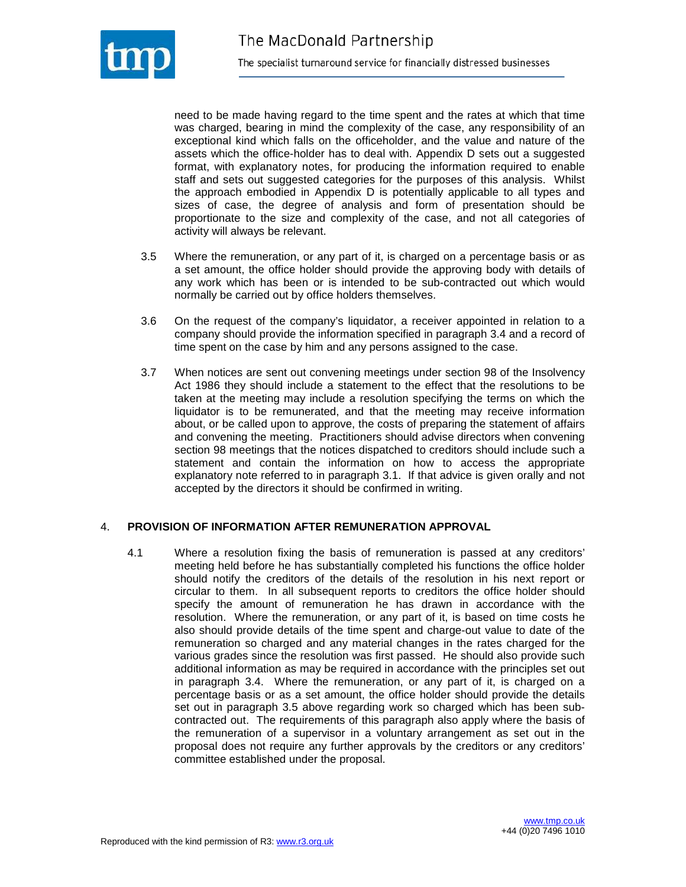need to be made having regard to the time spent and the rates at which that time was charged, bearing in mind the complexity of the case, any responsibility of an exceptional kind which falls on the officeholder, and the value and nature of the assets which the office-holder has to deal with. Appendix D sets out a suggested format, with explanatory notes, for producing the information required to enable staff and sets out suggested categories for the purposes of this analysis. Whilst the approach embodied in Appendix D is potentially applicable to all types and sizes of case, the degree of analysis and form of presentation should be proportionate to the size and complexity of the case, and not all categories of activity will always be relevant.

3.5 Where the remuneration, or any part of it, is charged on a percentage basis or as a set amount, the office holder should provide the approving body with details of any work which has been or is intended to be sub-contracted out which would normally be carried out by office holders themselves.

3.6 On the request of the company's liquidator, a receiver appointed in relation to a company should provide the information specified in paragraph 3.4 and a record of time spent on the case by him and any persons assigned to the case.

3.7 When notices are sent out convening meetings under section 98 of the Insolvency Act 1986 they should include a statement to the effect that the resolutions to be taken at the meeting may include a resolution specifying the terms on which the liquidator is to be remunerated, and that the meeting may receive information about, or be called upon to approve, the costs of preparing the statement of affairs and convening the meeting. Practitioners should advise directors when convening section 98 meetings that the notices dispatched to creditors should include such a statement and contain the information on how to access the appropriate explanatory note referred to in paragraph 3.1. If that advice is given orally and not accepted by the directors it should be confirmed in writing.

## 4. PROVISION OF INFORMATION AFTER REMUNERATION APPROVAL

4.1 Where a resolution fixing the basis of remuneration is passed at any creditors' meeting held before he has substantially completed his functions the office holder should notify the creditors of the details of the resolution in his next report or circular to them. In all subsequent reports to creditors the office holder should specify the amount of remuneration he has drawn in accordance with the resolution. Where the remuneration, or any part of it, is based on time costs he also should provide details of the time spent and charge-out value to date of the remuneration so charged and any material changes in the rates charged for the various grades since the resolution was first passed. He should also provide such additional information as may be required in accordance with the principles set out in paragraph 3.4. Where the remuneration, or any part of it, is charged on a percentage basis or as a set amount, the office holder should provide the details set out in paragraph 3.5 above regarding work so charged which has been sub-contracted out. The requirements of this paragraph also apply where the basis of the remuneration of a supervisor in a voluntary arrangement as set out in the proposal does not require any further approvals by the creditors or any creditors' committee established under the proposal.

Reproduced with the kind permission of R3: www.r3.org.uk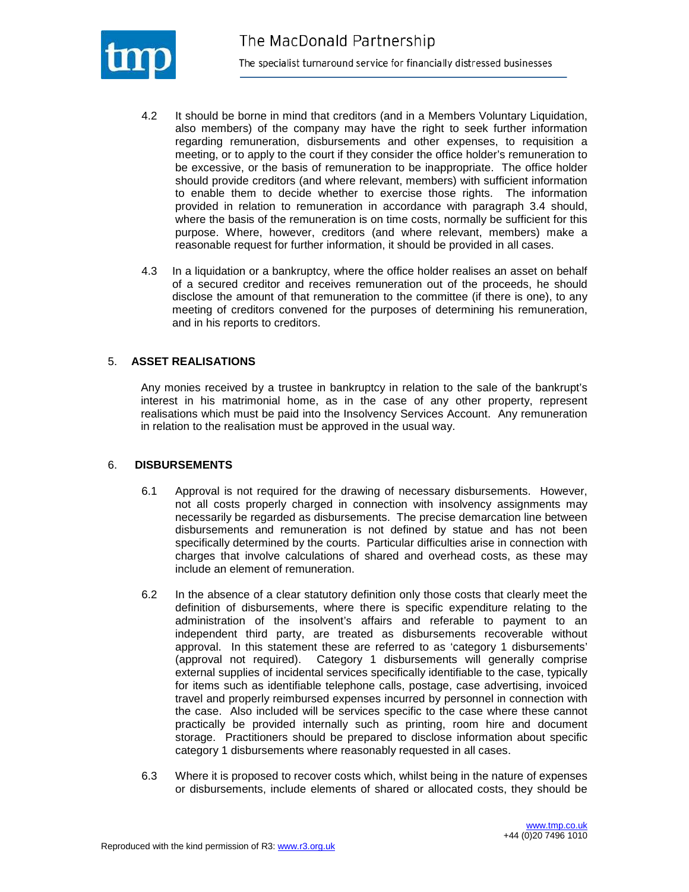4.2 It should be borne in mind that creditors (and in a Members Voluntary Liquidation, also members) of the company may have the right to seek further information regarding remuneration, disbursements and other expenses, to requisition a meeting, or to apply to the court if they consider the office holder's remuneration to be excessive, or the basis of remuneration to be inappropriate. The office holder should provide creditors (and where relevant, members) with sufficient information to enable them to decide whether to exercise those rights. The information provided in relation to remuneration in accordance with paragraph 3.4 should, where the basis of the remuneration is on time costs, normally be sufficient for this purpose. Where, however, creditors (and where relevant, members) make a reasonable request for further information, it should be provided in all cases.

4.3 In a liquidation or a bankruptcy, where the office holder realises an asset on behalf of a secured creditor and receives remuneration out of the proceeds, he should disclose the amount of that remuneration to the committee (if there is one), to any meeting of creditors convened for the purposes of determining his remuneration, and in his reports to creditors.

## 5. ASSET REALISATIONS

Any monies received by a trustee in bankruptcy in relation to the sale of the bankrupt's interest in his matrimonial home, as in the case of any other property, represent realisations which must be paid into the Insolvency Services Account. Any remuneration in relation to the realisation must be approved in the usual way.

## 6. DISBURSEMENTS

6.1 Approval is not required for the drawing of necessary disbursements. However, not all costs properly charged in connection with insolvency assignments may necessarily be regarded as disbursements. The precise demarcation line between disbursements and remuneration is not defined by statue and has not been specifically determined by the courts. Particular difficulties arise in connection with charges that involve calculations of shared and overhead costs, as these may include an element of remuneration.

6.2 In the absence of a clear statutory definition only those costs that clearly meet the definition of disbursements, where there is specific expenditure relating to the administration of the insolvent's affairs and referable to payment to an independent third party, are treated as disbursements recoverable without approval. In this statement these are referred to as 'category 1 disbursements' (approval not required). Category 1 disbursements will generally comprise external supplies of incidental services specifically identifiable to the case, typically for items such as identifiable telephone calls, postage, case advertising, invoiced travel and properly reimbursed expenses incurred by personnel in connection with the case. Also included will be services specific to the case where these cannot practically be provided internally such as printing, room hire and document storage. Practitioners should be prepared to disclose information about specific category 1 disbursements where reasonably requested in all cases.

6.3 Where it is proposed to recover costs which, whilst being in the nature of expenses or disbursements, include elements of shared or allocated costs, they should be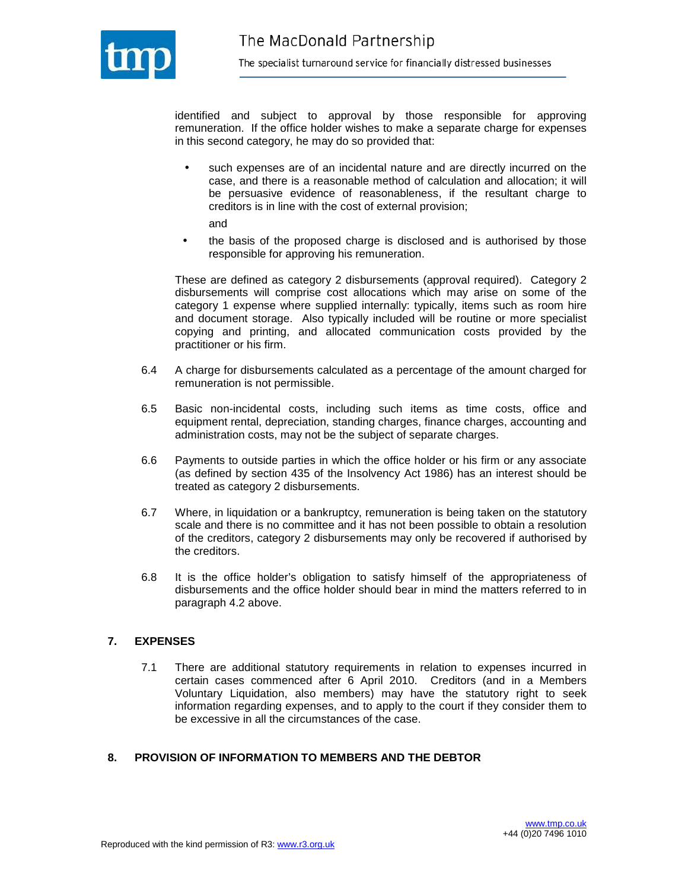identified and subject to approval by those responsible for approving remuneration. If the office holder wishes to make a separate charge for expenses in this second category, he may do so provided that:

- such expenses are of an incidental nature and are directly incurred on the case, and there is a reasonable method of calculation and allocation; it will be persuasive evidence of reasonableness, if the resultant charge to creditors is in line with the cost of external provision;

  and

- the basis of the proposed charge is disclosed and is authorised by those responsible for approving his remuneration.

These are defined as category 2 disbursements (approval required). Category 2 disbursements will comprise cost allocations which may arise on some of the category 1 expense where supplied internally: typically, items such as room hire and document storage. Also typically included will be routine or more specialist copying and printing, and allocated communication costs provided by the practitioner or his firm.

6.4 A charge for disbursements calculated as a percentage of the amount charged for remuneration is not permissible.

6.5 Basic non-incidental costs, including such items as time costs, office and equipment rental, depreciation, standing charges, finance charges, accounting and administration costs, may not be the subject of separate charges.

6.6 Payments to outside parties in which the office holder or his firm or any associate (as defined by section 435 of the Insolvency Act 1986) has an interest should be treated as category 2 disbursements.

6.7 Where, in liquidation or a bankruptcy, remuneration is being taken on the statutory scale and there is no committee and it has not been possible to obtain a resolution of the creditors, category 2 disbursements may only be recovered if authorised by the creditors.

6.8 It is the office holder's obligation to satisfy himself of the appropriateness of disbursements and the office holder should bear in mind the matters referred to in paragraph 4.2 above.

## 7. EXPENSES

7.1 There are additional statutory requirements in relation to expenses incurred in certain cases commenced after 6 April 2010. Creditors (and in a Members Voluntary Liquidation, also members) may have the statutory right to seek information regarding expenses, and to apply to the court if they consider them to be excessive in all the circumstances of the case.

## 8. PROVISION OF INFORMATION TO MEMBERS AND THE DEBTOR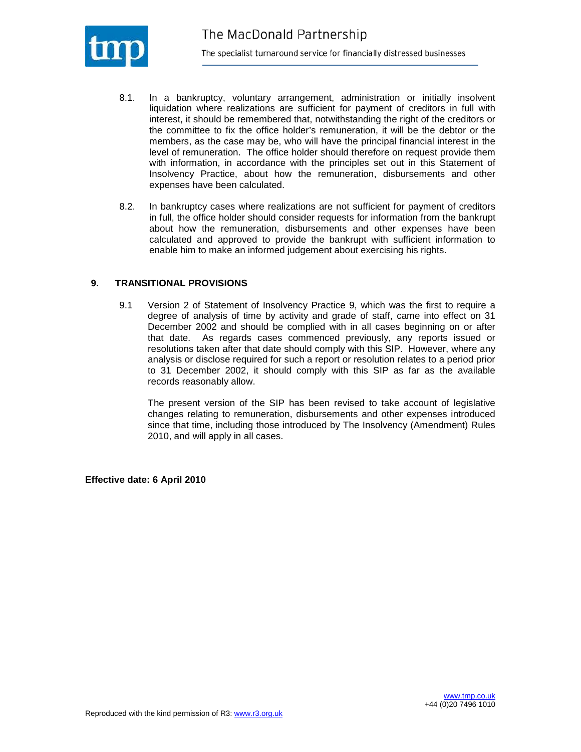8.1. In a bankruptcy, voluntary arrangement, administration or initially insolvent liquidation where realizations are sufficient for payment of creditors in full with interest, it should be remembered that, notwithstanding the right of the creditors or the committee to fix the office holder's remuneration, it will be the debtor or the members, as the case may be, who will have the principal financial interest in the level of remuneration. The office holder should therefore on request provide them with information, in accordance with the principles set out in this Statement of Insolvency Practice, about how the remuneration, disbursements and other expenses have been calculated.

8.2. In bankruptcy cases where realizations are not sufficient for payment of creditors in full, the office holder should consider requests for information from the bankrupt about how the remuneration, disbursements and other expenses have been calculated and approved to provide the bankrupt with sufficient information to enable him to make an informed judgement about exercising his rights.

## 9. TRANSITIONAL PROVISIONS

9.1 Version 2 of Statement of Insolvency Practice 9, which was the first to require a degree of analysis of time by activity and grade of staff, came into effect on 31 December 2002 and should be complied with in all cases beginning on or after that date. As regards cases commenced previously, any reports issued or resolutions taken after that date should comply with this SIP. However, where any analysis or disclose required for such a report or resolution relates to a period prior to 31 December 2002, it should comply with this SIP as far as the available records reasonably allow.

The present version of the SIP has been revised to take account of legislative changes relating to remuneration, disbursements and other expenses introduced since that time, including those introduced by The Insolvency (Amendment) Rules 2010, and will apply in all cases.

**Effective date: 6 April 2010**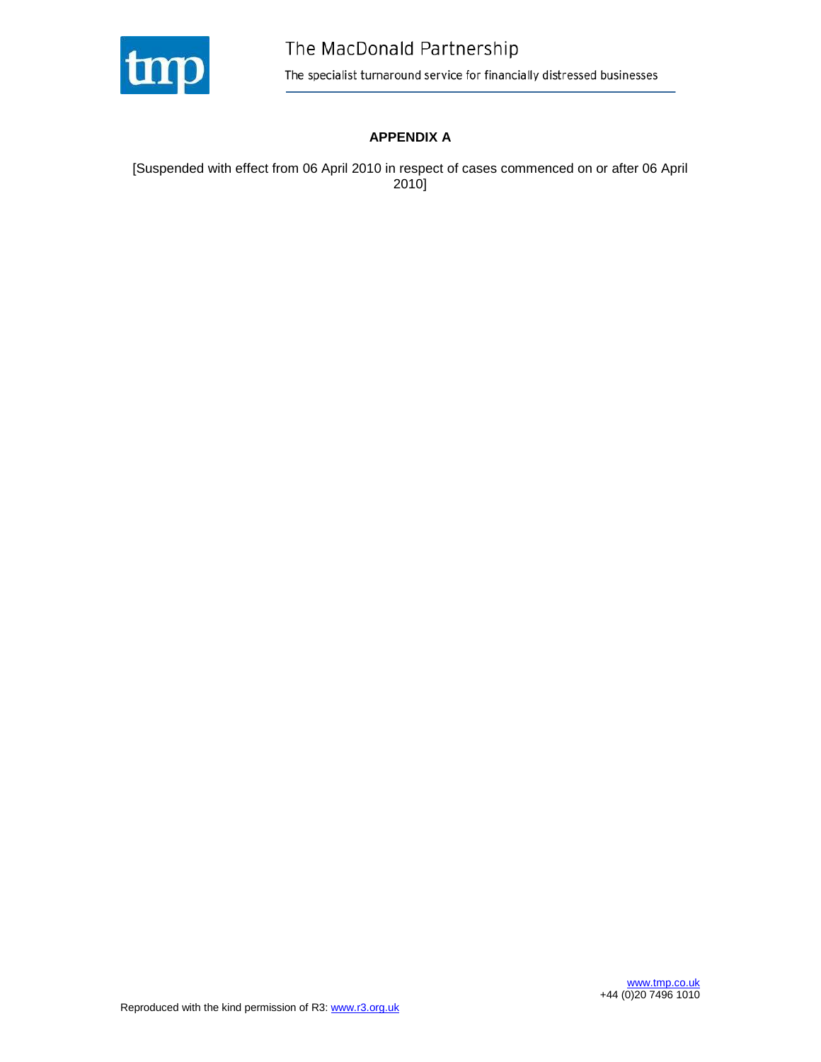## APPENDIX A

[Suspended with effect from 06 April 2010 in respect of cases commenced on or after 06 April 2010]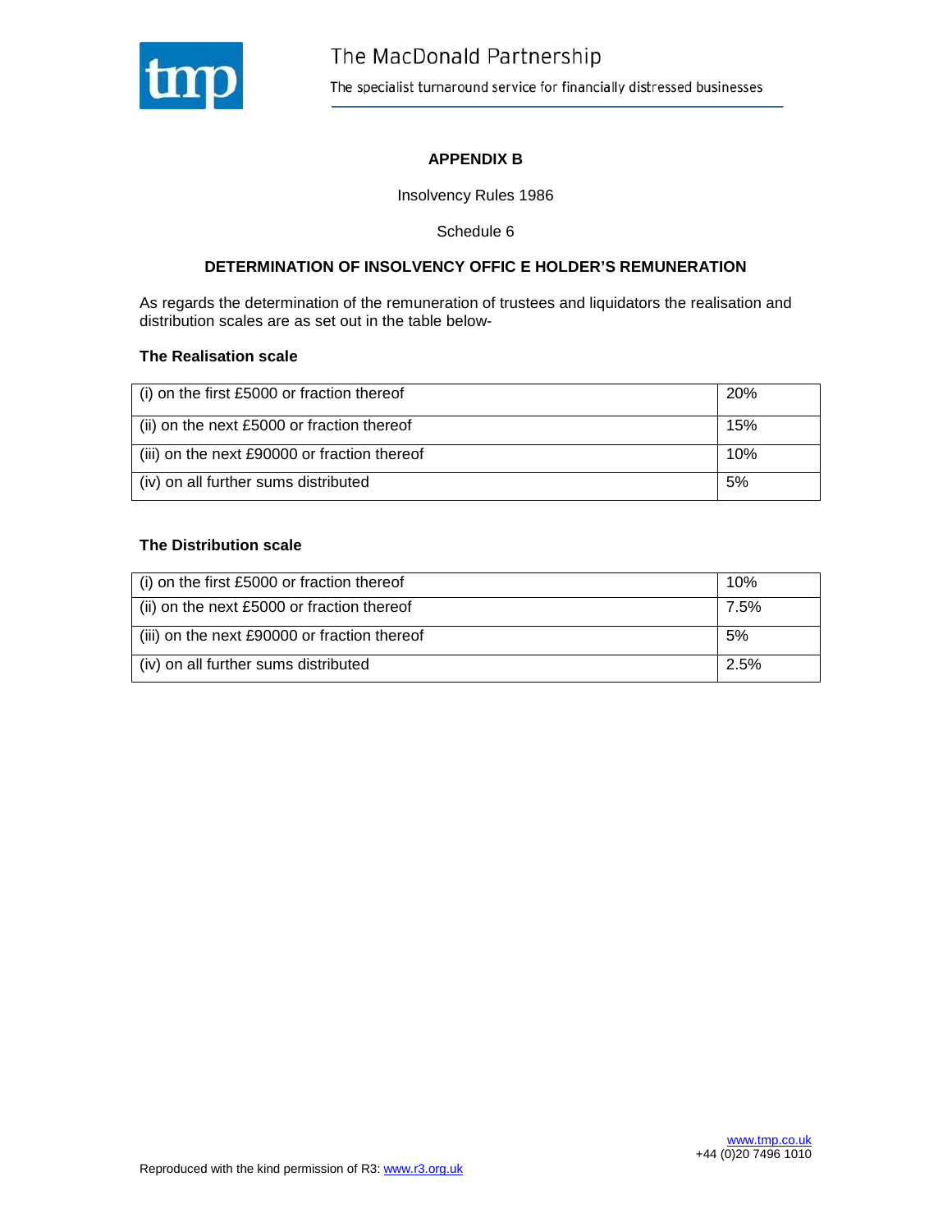## APPENDIX B

Insolvency Rules 1986

Schedule 6

**DETERMINATION OF INSOLVENCY OFFIC E HOLDER'S REMUNERATION**

As regards the determination of the remuneration of trustees and liquidators the realisation and distribution scales are as set out in the table below-

**The Realisation scale**

| | |
|---|---|
| (i) on the first £5000 or fraction thereof | 20% |
| (ii) on the next £5000 or fraction thereof | 15% |
| (iii) on the next £90000 or fraction thereof | 10% |
| (iv) on all further sums distributed | 5% |

**The Distribution scale**

| | |
|---|---|
| (i) on the first £5000 or fraction thereof | 10% |
| (ii) on the next £5000 or fraction thereof | 7.5% |
| (iii) on the next £90000 or fraction thereof | 5% |
| (iv) on all further sums distributed | 2.5% |

Reproduced with the kind permission of R3: www.r3.org.uk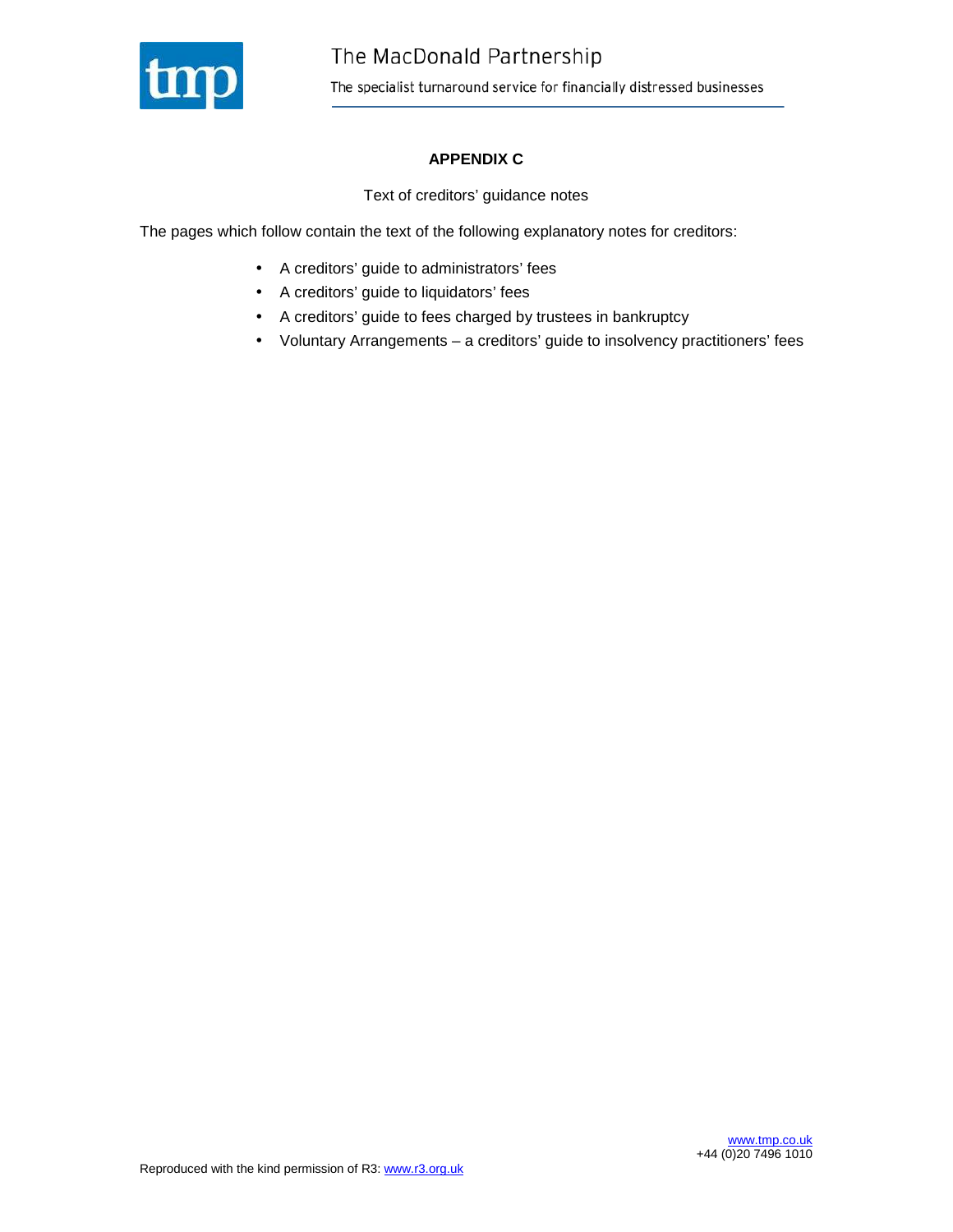## APPENDIX C

Text of creditors' guidance notes

The pages which follow contain the text of the following explanatory notes for creditors:

- A creditors' guide to administrators' fees
- A creditors' guide to liquidators' fees
- A creditors' guide to fees charged by trustees in bankruptcy
- Voluntary Arrangements – a creditors' guide to insolvency practitioners' fees

Reproduced with the kind permission of R3: www.r3.org.uk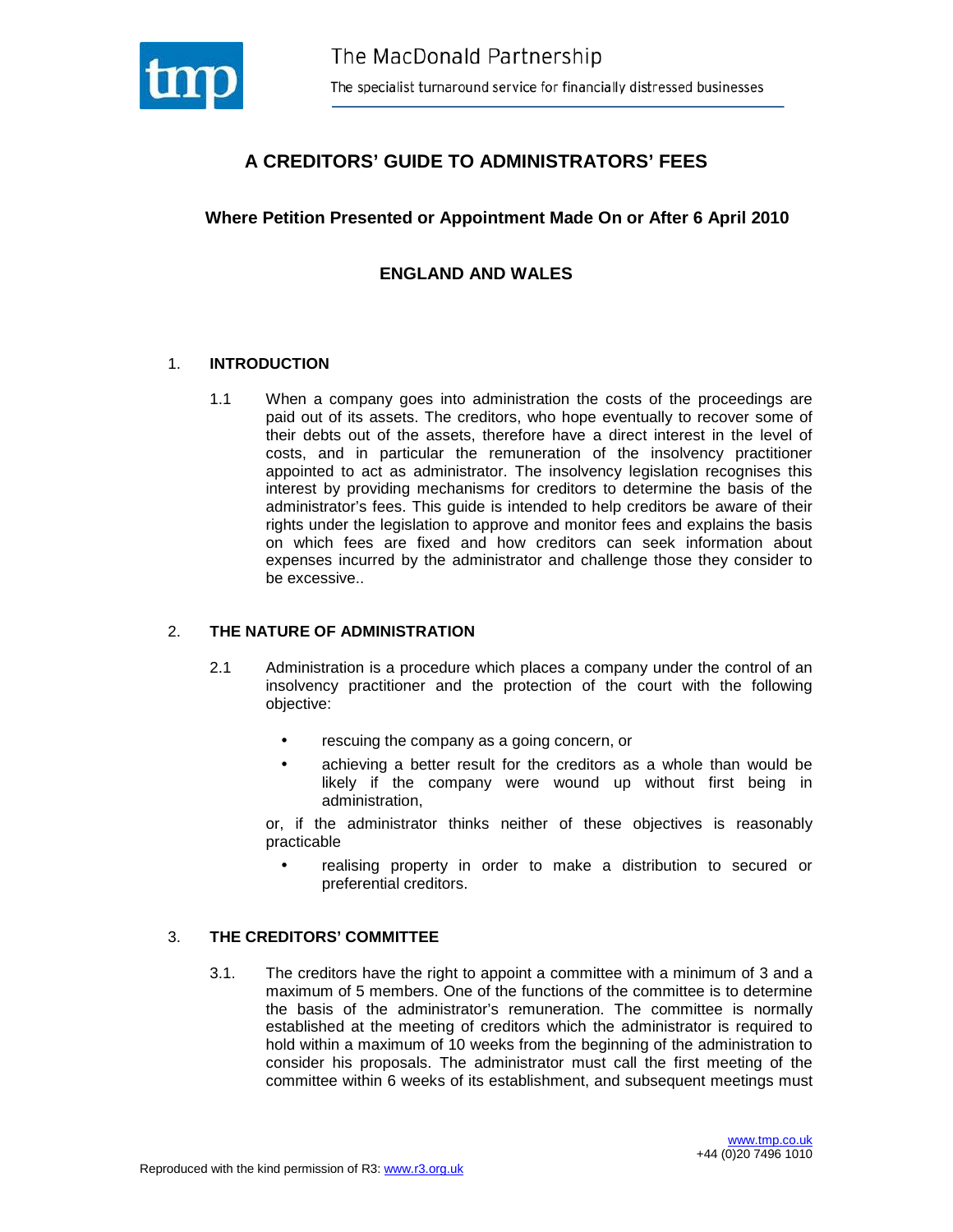# A CREDITORS' GUIDE TO ADMINISTRATORS' FEES

## Where Petition Presented or Appointment Made On or After 6 April 2010

## ENGLAND AND WALES

### 1. INTRODUCTION

1.1 When a company goes into administration the costs of the proceedings are paid out of its assets. The creditors, who hope eventually to recover some of their debts out of the assets, therefore have a direct interest in the level of costs, and in particular the remuneration of the insolvency practitioner appointed to act as administrator. The insolvency legislation recognises this interest by providing mechanisms for creditors to determine the basis of the administrator's fees. This guide is intended to help creditors be aware of their rights under the legislation to approve and monitor fees and explains the basis on which fees are fixed and how creditors can seek information about expenses incurred by the administrator and challenge those they consider to be excessive..

### 2. THE NATURE OF ADMINISTRATION

2.1 Administration is a procedure which places a company under the control of an insolvency practitioner and the protection of the court with the following objective:

- rescuing the company as a going concern, or
- achieving a better result for the creditors as a whole than would be likely if the company were wound up without first being in administration,

or, if the administrator thinks neither of these objectives is reasonably practicable

- realising property in order to make a distribution to secured or preferential creditors.

### 3. THE CREDITORS' COMMITTEE

3.1. The creditors have the right to appoint a committee with a minimum of 3 and a maximum of 5 members. One of the functions of the committee is to determine the basis of the administrator's remuneration. The committee is normally established at the meeting of creditors which the administrator is required to hold within a maximum of 10 weeks from the beginning of the administration to consider his proposals. The administrator must call the first meeting of the committee within 6 weeks of its establishment, and subsequent meetings must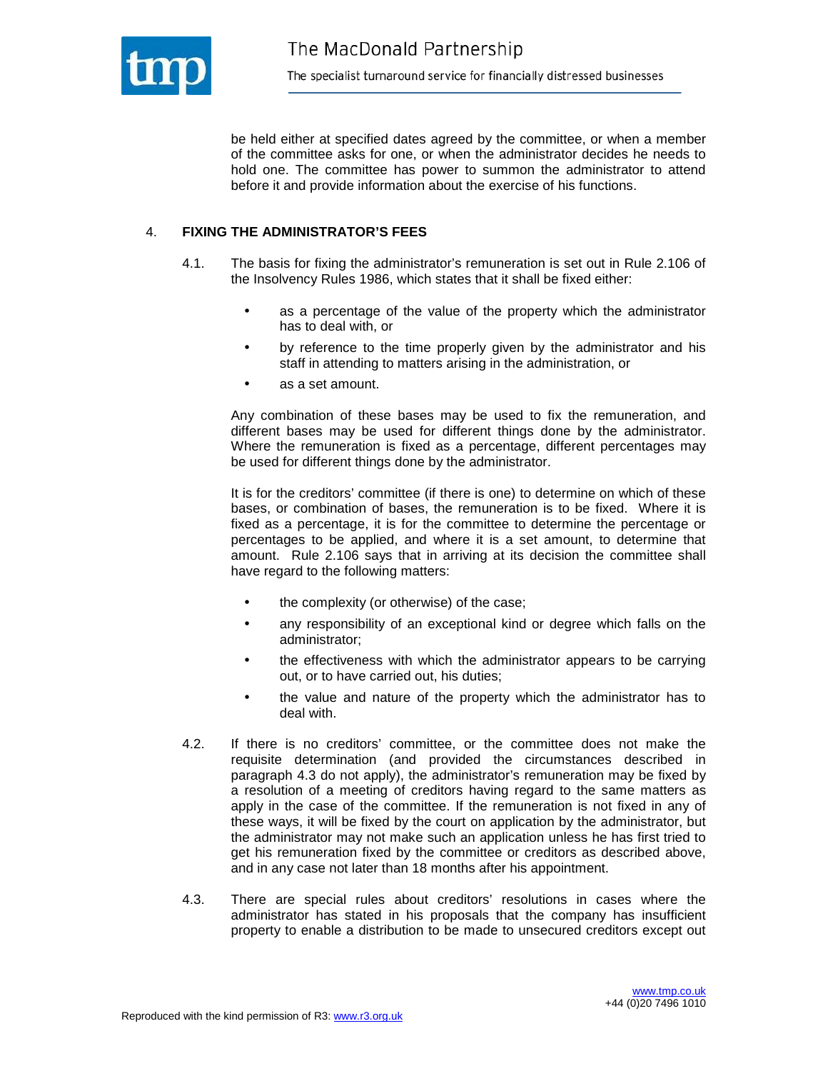be held either at specified dates agreed by the committee, or when a member of the committee asks for one, or when the administrator decides he needs to hold one. The committee has power to summon the administrator to attend before it and provide information about the exercise of his functions.

## 4. FIXING THE ADMINISTRATOR'S FEES

4.1. The basis for fixing the administrator's remuneration is set out in Rule 2.106 of the Insolvency Rules 1986, which states that it shall be fixed either:

- as a percentage of the value of the property which the administrator has to deal with, or
- by reference to the time properly given by the administrator and his staff in attending to matters arising in the administration, or
- as a set amount.

Any combination of these bases may be used to fix the remuneration, and different bases may be used for different things done by the administrator. Where the remuneration is fixed as a percentage, different percentages may be used for different things done by the administrator.

It is for the creditors' committee (if there is one) to determine on which of these bases, or combination of bases, the remuneration is to be fixed. Where it is fixed as a percentage, it is for the committee to determine the percentage or percentages to be applied, and where it is a set amount, to determine that amount. Rule 2.106 says that in arriving at its decision the committee shall have regard to the following matters:

- the complexity (or otherwise) of the case;
- any responsibility of an exceptional kind or degree which falls on the administrator;
- the effectiveness with which the administrator appears to be carrying out, or to have carried out, his duties;
- the value and nature of the property which the administrator has to deal with.

4.2. If there is no creditors' committee, or the committee does not make the requisite determination (and provided the circumstances described in paragraph 4.3 do not apply), the administrator's remuneration may be fixed by a resolution of a meeting of creditors having regard to the same matters as apply in the case of the committee. If the remuneration is not fixed in any of these ways, it will be fixed by the court on application by the administrator, but the administrator may not make such an application unless he has first tried to get his remuneration fixed by the committee or creditors as described above, and in any case not later than 18 months after his appointment.

4.3. There are special rules about creditors' resolutions in cases where the administrator has stated in his proposals that the company has insufficient property to enable a distribution to be made to unsecured creditors except out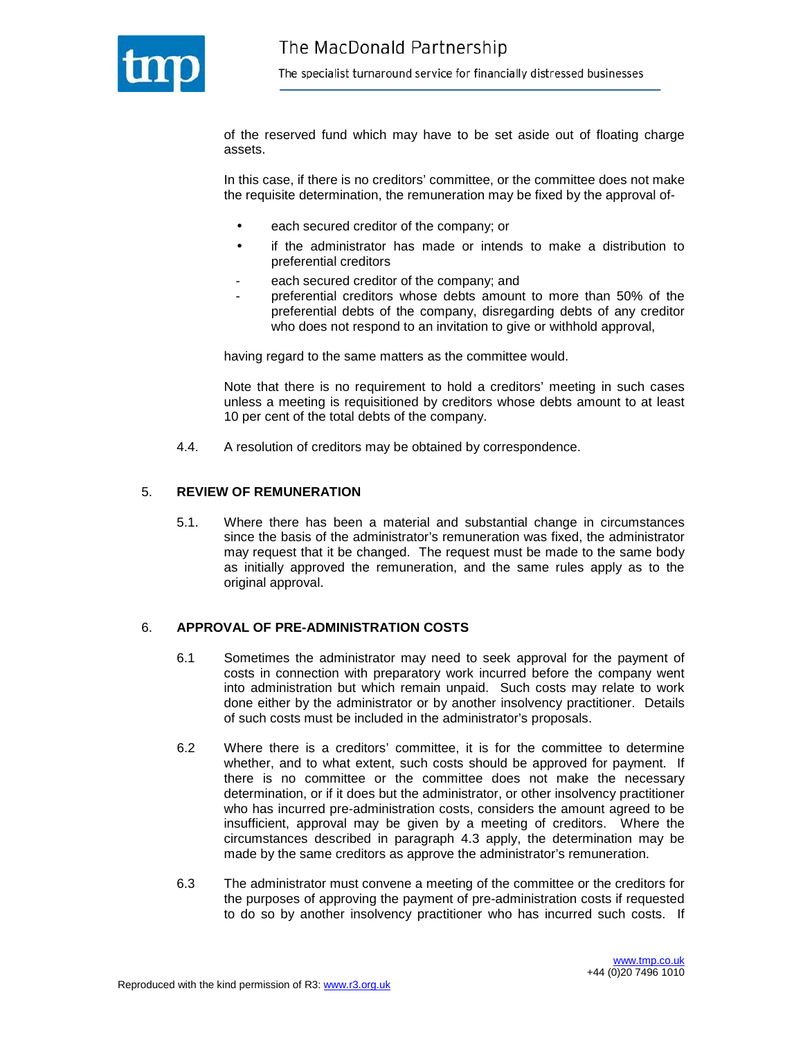of the reserved fund which may have to be set aside out of floating charge assets.

In this case, if there is no creditors' committee, or the committee does not make the requisite determination, the remuneration may be fixed by the approval of-

- each secured creditor of the company; or
- if the administrator has made or intends to make a distribution to preferential creditors
  - each secured creditor of the company; and
  - preferential creditors whose debts amount to more than 50% of the preferential debts of the company, disregarding debts of any creditor who does not respond to an invitation to give or withhold approval,

having regard to the same matters as the committee would.

Note that there is no requirement to hold a creditors' meeting in such cases unless a meeting is requisitioned by creditors whose debts amount to at least 10 per cent of the total debts of the company.

4.4. A resolution of creditors may be obtained by correspondence.

## 5. REVIEW OF REMUNERATION

5.1. Where there has been a material and substantial change in circumstances since the basis of the administrator's remuneration was fixed, the administrator may request that it be changed. The request must be made to the same body as initially approved the remuneration, and the same rules apply as to the original approval.

## 6. APPROVAL OF PRE-ADMINISTRATION COSTS

6.1 Sometimes the administrator may need to seek approval for the payment of costs in connection with preparatory work incurred before the company went into administration but which remain unpaid. Such costs may relate to work done either by the administrator or by another insolvency practitioner. Details of such costs must be included in the administrator's proposals.

6.2 Where there is a creditors' committee, it is for the committee to determine whether, and to what extent, such costs should be approved for payment. If there is no committee or the committee does not make the necessary determination, or if it does but the administrator, or other insolvency practitioner who has incurred pre-administration costs, considers the amount agreed to be insufficient, approval may be given by a meeting of creditors. Where the circumstances described in paragraph 4.3 apply, the determination may be made by the same creditors as approve the administrator's remuneration.

6.3 The administrator must convene a meeting of the committee or the creditors for the purposes of approving the payment of pre-administration costs if requested to do so by another insolvency practitioner who has incurred such costs. If

Reproduced with the kind permission of R3: www.r3.org.uk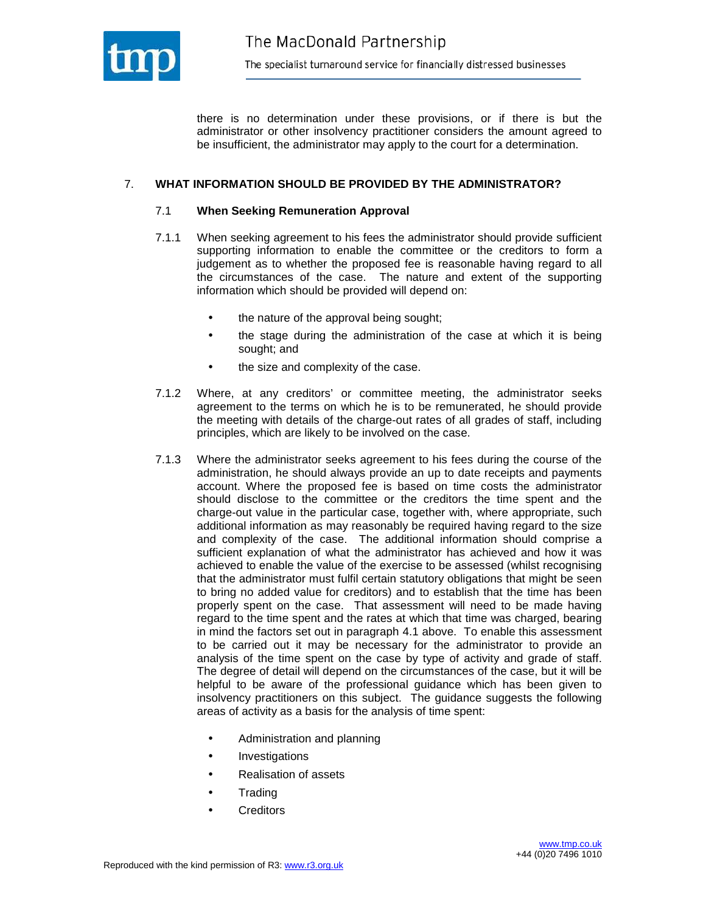there is no determination under these provisions, or if there is but the administrator or other insolvency practitioner considers the amount agreed to be insufficient, the administrator may apply to the court for a determination.

## 7. WHAT INFORMATION SHOULD BE PROVIDED BY THE ADMINISTRATOR?

### 7.1 When Seeking Remuneration Approval

7.1.1 When seeking agreement to his fees the administrator should provide sufficient supporting information to enable the committee or the creditors to form a judgement as to whether the proposed fee is reasonable having regard to all the circumstances of the case. The nature and extent of the supporting information which should be provided will depend on:

- the nature of the approval being sought;
- the stage during the administration of the case at which it is being sought; and
- the size and complexity of the case.

7.1.2 Where, at any creditors' or committee meeting, the administrator seeks agreement to the terms on which he is to be remunerated, he should provide the meeting with details of the charge-out rates of all grades of staff, including principles, which are likely to be involved on the case.

7.1.3 Where the administrator seeks agreement to his fees during the course of the administration, he should always provide an up to date receipts and payments account. Where the proposed fee is based on time costs the administrator should disclose to the committee or the creditors the time spent and the charge-out value in the particular case, together with, where appropriate, such additional information as may reasonably be required having regard to the size and complexity of the case. The additional information should comprise a sufficient explanation of what the administrator has achieved and how it was achieved to enable the value of the exercise to be assessed (whilst recognising that the administrator must fulfil certain statutory obligations that might be seen to bring no added value for creditors) and to establish that the time has been properly spent on the case. That assessment will need to be made having regard to the time spent and the rates at which that time was charged, bearing in mind the factors set out in paragraph 4.1 above. To enable this assessment to be carried out it may be necessary for the administrator to provide an analysis of the time spent on the case by type of activity and grade of staff. The degree of detail will depend on the circumstances of the case, but it will be helpful to be aware of the professional guidance which has been given to insolvency practitioners on this subject. The guidance suggests the following areas of activity as a basis for the analysis of time spent:

- Administration and planning
- Investigations
- Realisation of assets
- Trading
- Creditors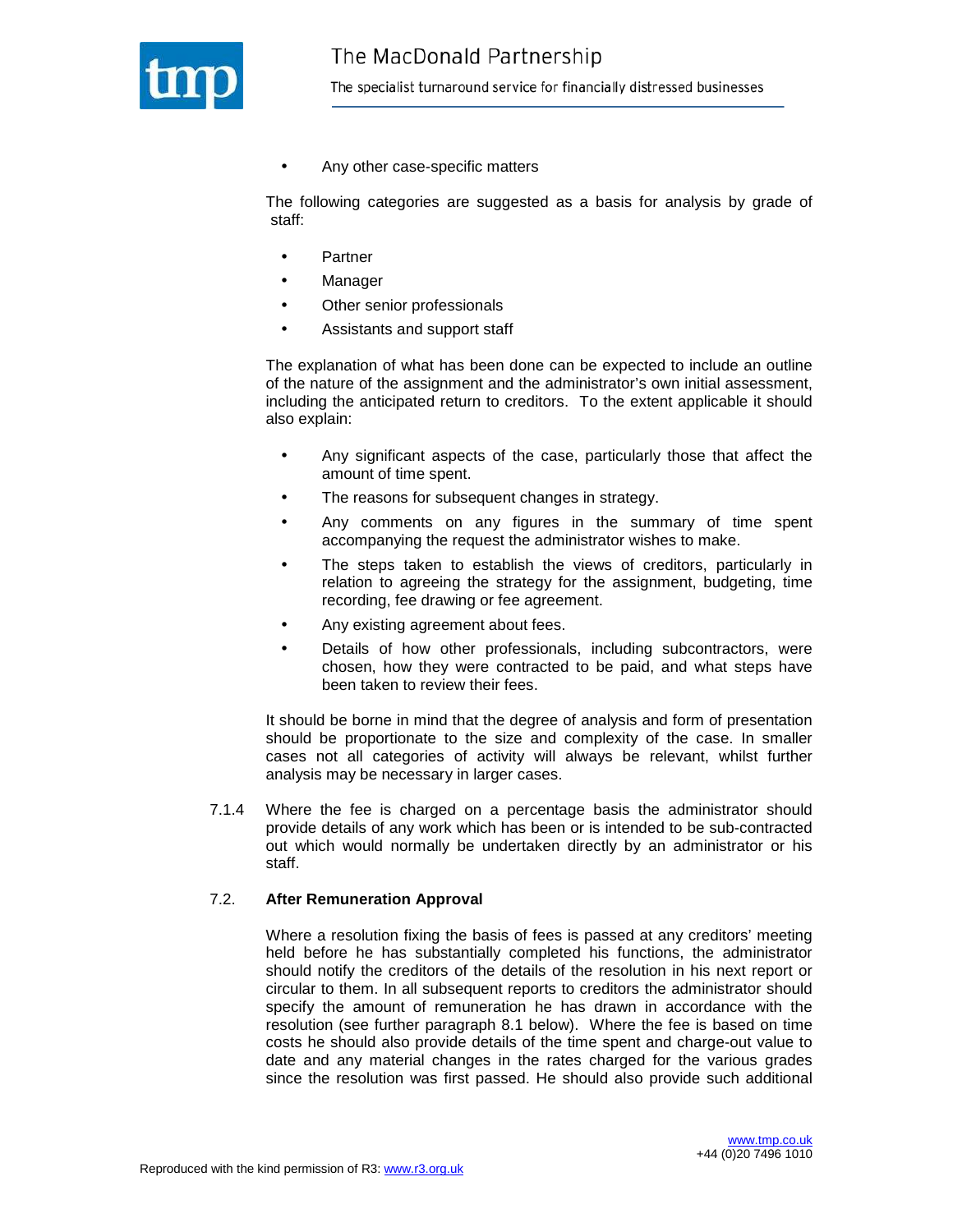- Any other case-specific matters

The following categories are suggested as a basis for analysis by grade of staff:

- Partner
- Manager
- Other senior professionals
- Assistants and support staff

The explanation of what has been done can be expected to include an outline of the nature of the assignment and the administrator's own initial assessment, including the anticipated return to creditors. To the extent applicable it should also explain:

- Any significant aspects of the case, particularly those that affect the amount of time spent.
- The reasons for subsequent changes in strategy.
- Any comments on any figures in the summary of time spent accompanying the request the administrator wishes to make.
- The steps taken to establish the views of creditors, particularly in relation to agreeing the strategy for the assignment, budgeting, time recording, fee drawing or fee agreement.
- Any existing agreement about fees.
- Details of how other professionals, including subcontractors, were chosen, how they were contracted to be paid, and what steps have been taken to review their fees.

It should be borne in mind that the degree of analysis and form of presentation should be proportionate to the size and complexity of the case. In smaller cases not all categories of activity will always be relevant, whilst further analysis may be necessary in larger cases.

7.1.4 Where the fee is charged on a percentage basis the administrator should provide details of any work which has been or is intended to be sub-contracted out which would normally be undertaken directly by an administrator or his staff.

**7.2. After Remuneration Approval**

Where a resolution fixing the basis of fees is passed at any creditors' meeting held before he has substantially completed his functions, the administrator should notify the creditors of the details of the resolution in his next report or circular to them. In all subsequent reports to creditors the administrator should specify the amount of remuneration he has drawn in accordance with the resolution (see further paragraph 8.1 below). Where the fee is based on time costs he should also provide details of the time spent and charge-out value to date and any material changes in the rates charged for the various grades since the resolution was first passed. He should also provide such additional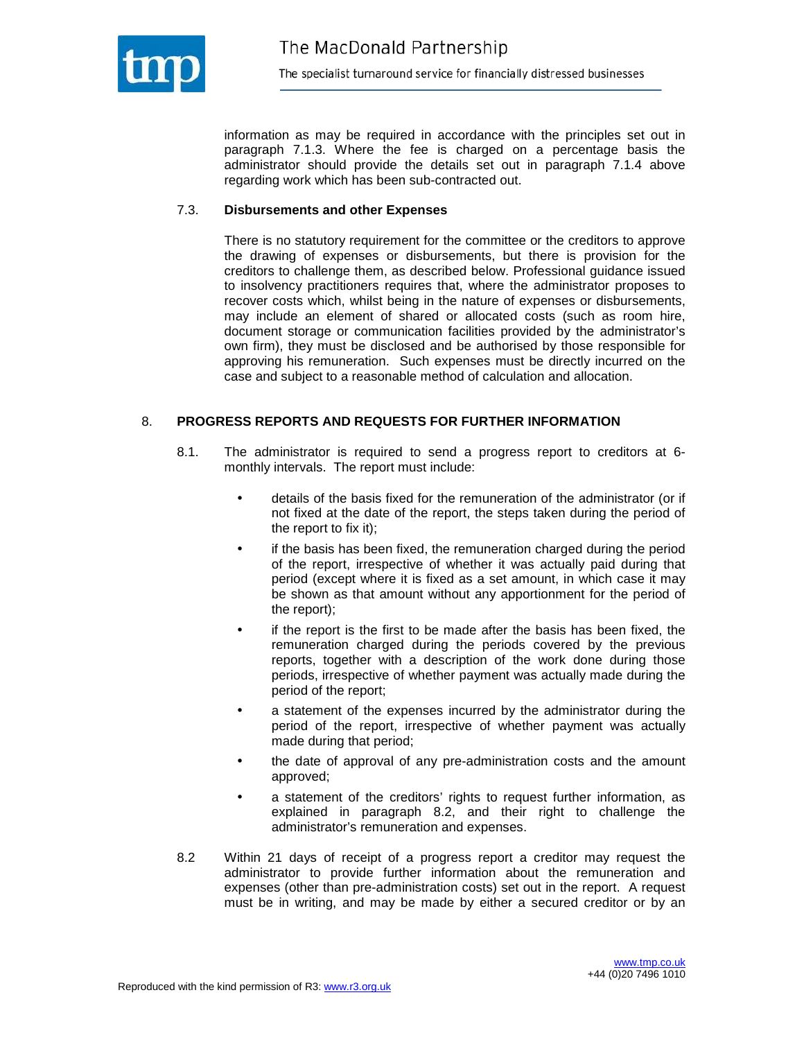information as may be required in accordance with the principles set out in paragraph 7.1.3. Where the fee is charged on a percentage basis the administrator should provide the details set out in paragraph 7.1.4 above regarding work which has been sub-contracted out.

### 7.3. Disbursements and other Expenses

There is no statutory requirement for the committee or the creditors to approve the drawing of expenses or disbursements, but there is provision for the creditors to challenge them, as described below. Professional guidance issued to insolvency practitioners requires that, where the administrator proposes to recover costs which, whilst being in the nature of expenses or disbursements, may include an element of shared or allocated costs (such as room hire, document storage or communication facilities provided by the administrator's own firm), they must be disclosed and be authorised by those responsible for approving his remuneration. Such expenses must be directly incurred on the case and subject to a reasonable method of calculation and allocation.

## 8. PROGRESS REPORTS AND REQUESTS FOR FURTHER INFORMATION

8.1. The administrator is required to send a progress report to creditors at 6-monthly intervals. The report must include:

- details of the basis fixed for the remuneration of the administrator (or if not fixed at the date of the report, the steps taken during the period of the report to fix it);
- if the basis has been fixed, the remuneration charged during the period of the report, irrespective of whether it was actually paid during that period (except where it is fixed as a set amount, in which case it may be shown as that amount without any apportionment for the period of the report);
- if the report is the first to be made after the basis has been fixed, the remuneration charged during the periods covered by the previous reports, together with a description of the work done during those periods, irrespective of whether payment was actually made during the period of the report;
- a statement of the expenses incurred by the administrator during the period of the report, irrespective of whether payment was actually made during that period;
- the date of approval of any pre-administration costs and the amount approved;
- a statement of the creditors' rights to request further information, as explained in paragraph 8.2, and their right to challenge the administrator's remuneration and expenses.

8.2 Within 21 days of receipt of a progress report a creditor may request the administrator to provide further information about the remuneration and expenses (other than pre-administration costs) set out in the report. A request must be in writing, and may be made by either a secured creditor or by an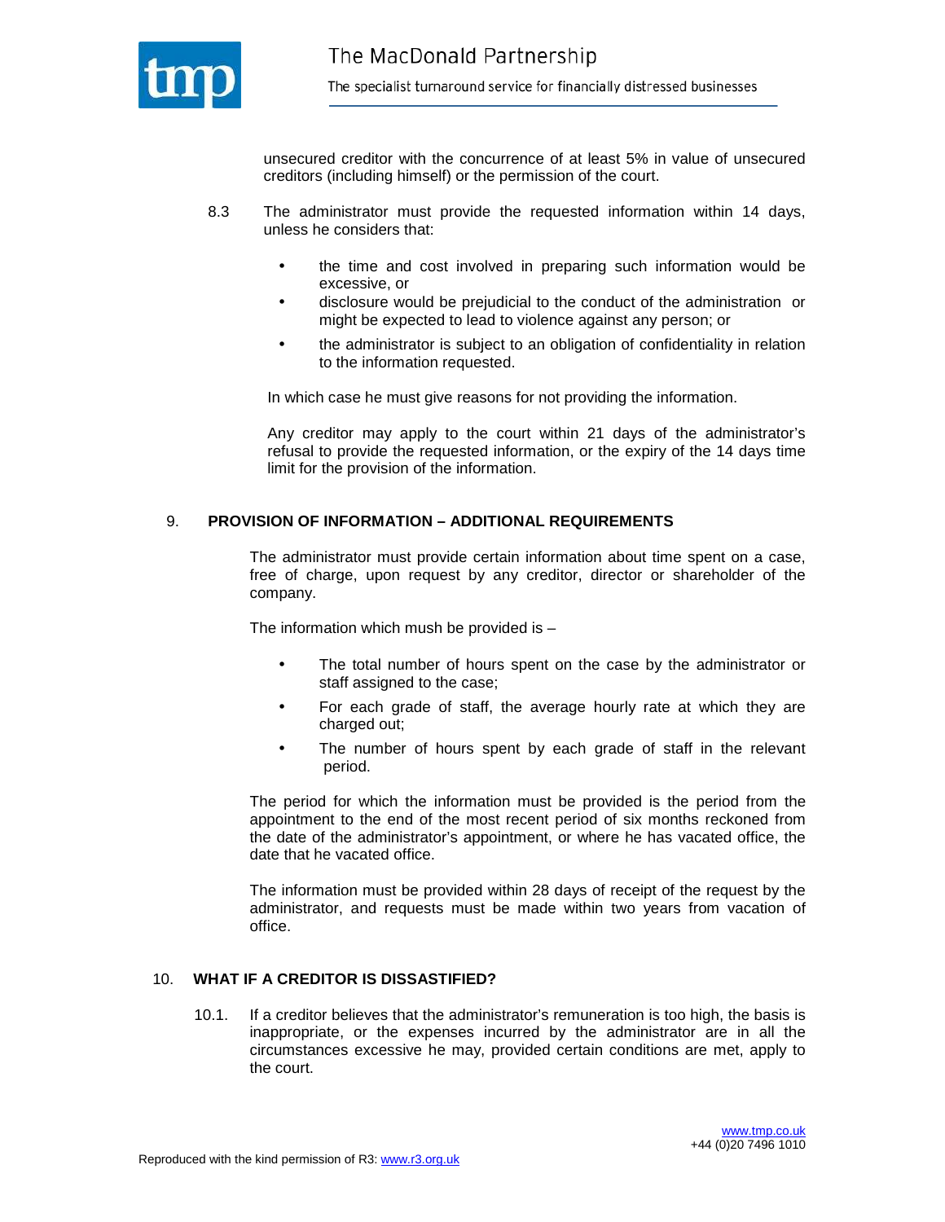unsecured creditor with the concurrence of at least 5% in value of unsecured creditors (including himself) or the permission of the court.

8.3 The administrator must provide the requested information within 14 days, unless he considers that:

- the time and cost involved in preparing such information would be excessive, or
- disclosure would be prejudicial to the conduct of the administration or might be expected to lead to violence against any person; or
- the administrator is subject to an obligation of confidentiality in relation to the information requested.

In which case he must give reasons for not providing the information.

Any creditor may apply to the court within 21 days of the administrator's refusal to provide the requested information, or the expiry of the 14 days time limit for the provision of the information.

## 9. PROVISION OF INFORMATION – ADDITIONAL REQUIREMENTS

The administrator must provide certain information about time spent on a case, free of charge, upon request by any creditor, director or shareholder of the company.

The information which mush be provided is –

- The total number of hours spent on the case by the administrator or staff assigned to the case;
- For each grade of staff, the average hourly rate at which they are charged out;
- The number of hours spent by each grade of staff in the relevant period.

The period for which the information must be provided is the period from the appointment to the end of the most recent period of six months reckoned from the date of the administrator's appointment, or where he has vacated office, the date that he vacated office.

The information must be provided within 28 days of receipt of the request by the administrator, and requests must be made within two years from vacation of office.

## 10. WHAT IF A CREDITOR IS DISSATISFIED?

10.1. If a creditor believes that the administrator's remuneration is too high, the basis is inappropriate, or the expenses incurred by the administrator are in all the circumstances excessive he may, provided certain conditions are met, apply to the court.

Reproduced with the kind permission of R3: www.r3.org.uk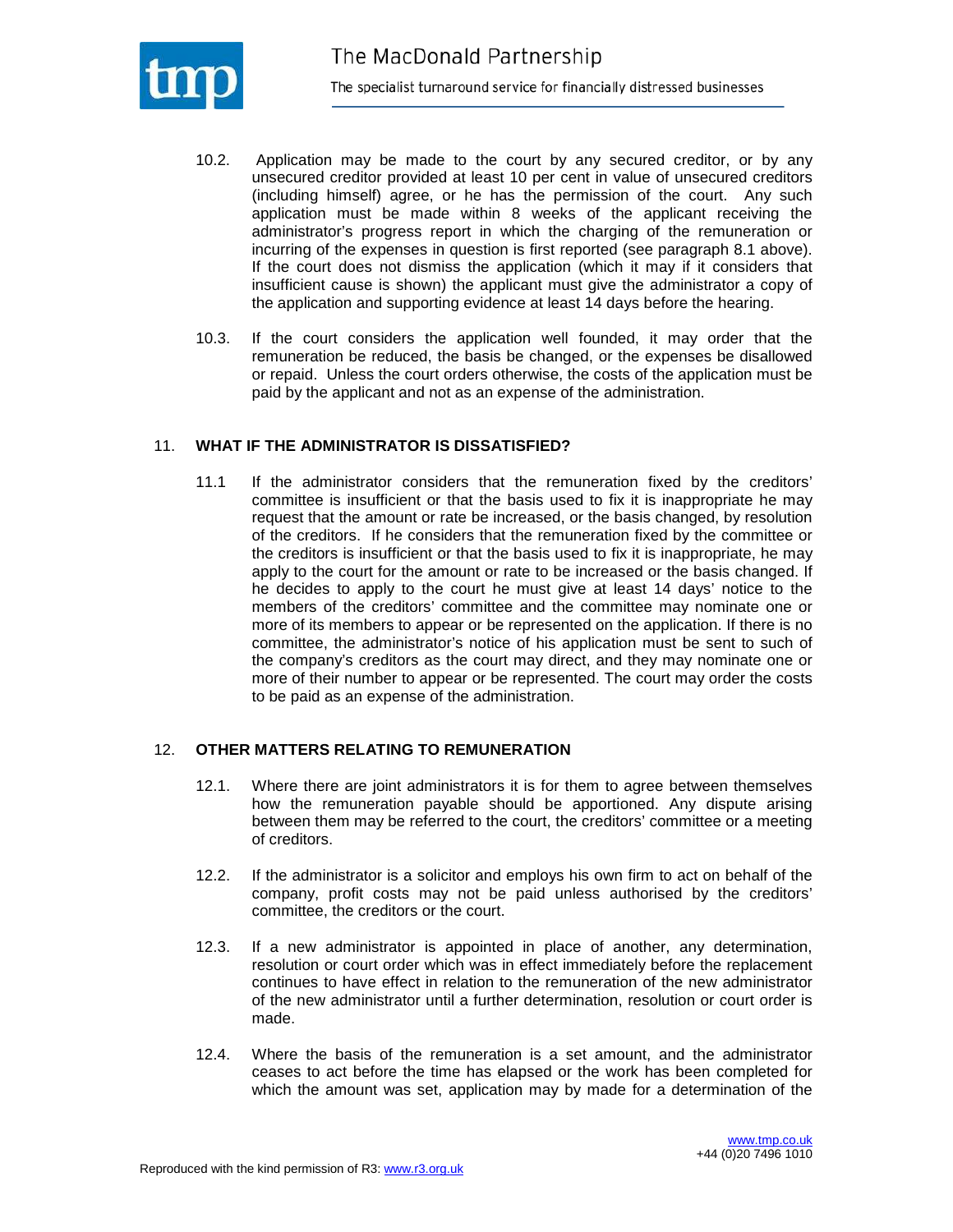10.2. Application may be made to the court by any secured creditor, or by any unsecured creditor provided at least 10 per cent in value of unsecured creditors (including himself) agree, or he has the permission of the court. Any such application must be made within 8 weeks of the applicant receiving the administrator's progress report in which the charging of the remuneration or incurring of the expenses in question is first reported (see paragraph 8.1 above). If the court does not dismiss the application (which it may if it considers that insufficient cause is shown) the applicant must give the administrator a copy of the application and supporting evidence at least 14 days before the hearing.

10.3. If the court considers the application well founded, it may order that the remuneration be reduced, the basis be changed, or the expenses be disallowed or repaid. Unless the court orders otherwise, the costs of the application must be paid by the applicant and not as an expense of the administration.

## 11. WHAT IF THE ADMINISTRATOR IS DISSATISFIED?

11.1 If the administrator considers that the remuneration fixed by the creditors' committee is insufficient or that the basis used to fix it is inappropriate he may request that the amount or rate be increased, or the basis changed, by resolution of the creditors. If he considers that the remuneration fixed by the committee or the creditors is insufficient or that the basis used to fix it is inappropriate, he may apply to the court for the amount or rate to be increased or the basis changed. If he decides to apply to the court he must give at least 14 days' notice to the members of the creditors' committee and the committee may nominate one or more of its members to appear or be represented on the application. If there is no committee, the administrator's notice of his application must be sent to such of the company's creditors as the court may direct, and they may nominate one or more of their number to appear or be represented. The court may order the costs to be paid as an expense of the administration.

## 12. OTHER MATTERS RELATING TO REMUNERATION

12.1. Where there are joint administrators it is for them to agree between themselves how the remuneration payable should be apportioned. Any dispute arising between them may be referred to the court, the creditors' committee or a meeting of creditors.

12.2. If the administrator is a solicitor and employs his own firm to act on behalf of the company, profit costs may not be paid unless authorised by the creditors' committee, the creditors or the court.

12.3. If a new administrator is appointed in place of another, any determination, resolution or court order which was in effect immediately before the replacement continues to have effect in relation to the remuneration of the new administrator of the new administrator until a further determination, resolution or court order is made.

12.4. Where the basis of the remuneration is a set amount, and the administrator ceases to act before the time has elapsed or the work has been completed for which the amount was set, application may by made for a determination of the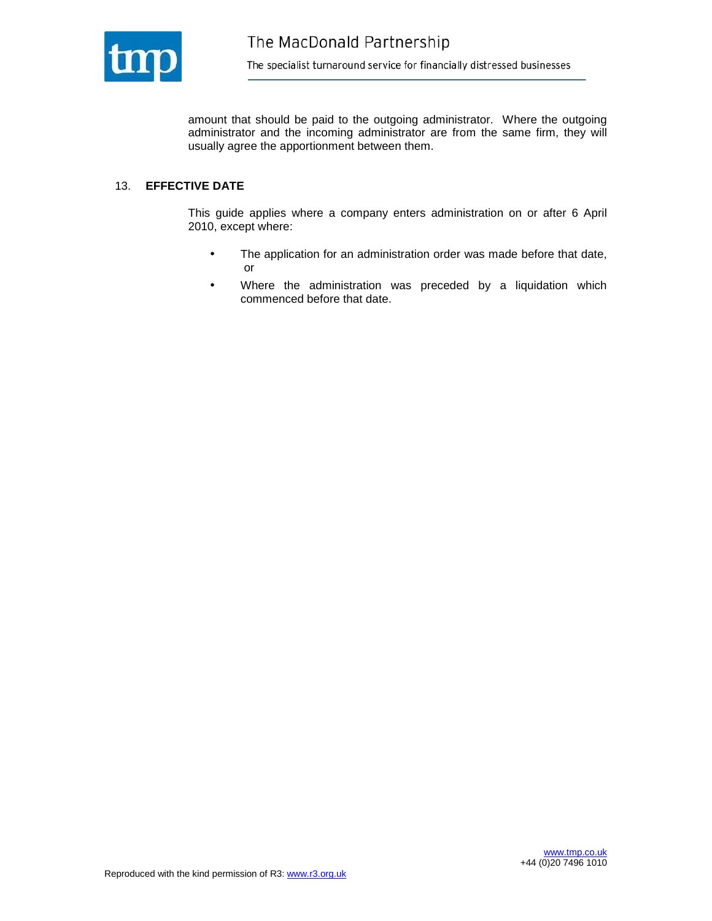amount that should be paid to the outgoing administrator. Where the outgoing administrator and the incoming administrator are from the same firm, they will usually agree the apportionment between them.

## 13. EFFECTIVE DATE

This guide applies where a company enters administration on or after 6 April 2010, except where:

- The application for an administration order was made before that date, or
- Where the administration was preceded by a liquidation which commenced before that date.

Reproduced with the kind permission of R3: www.r3.org.uk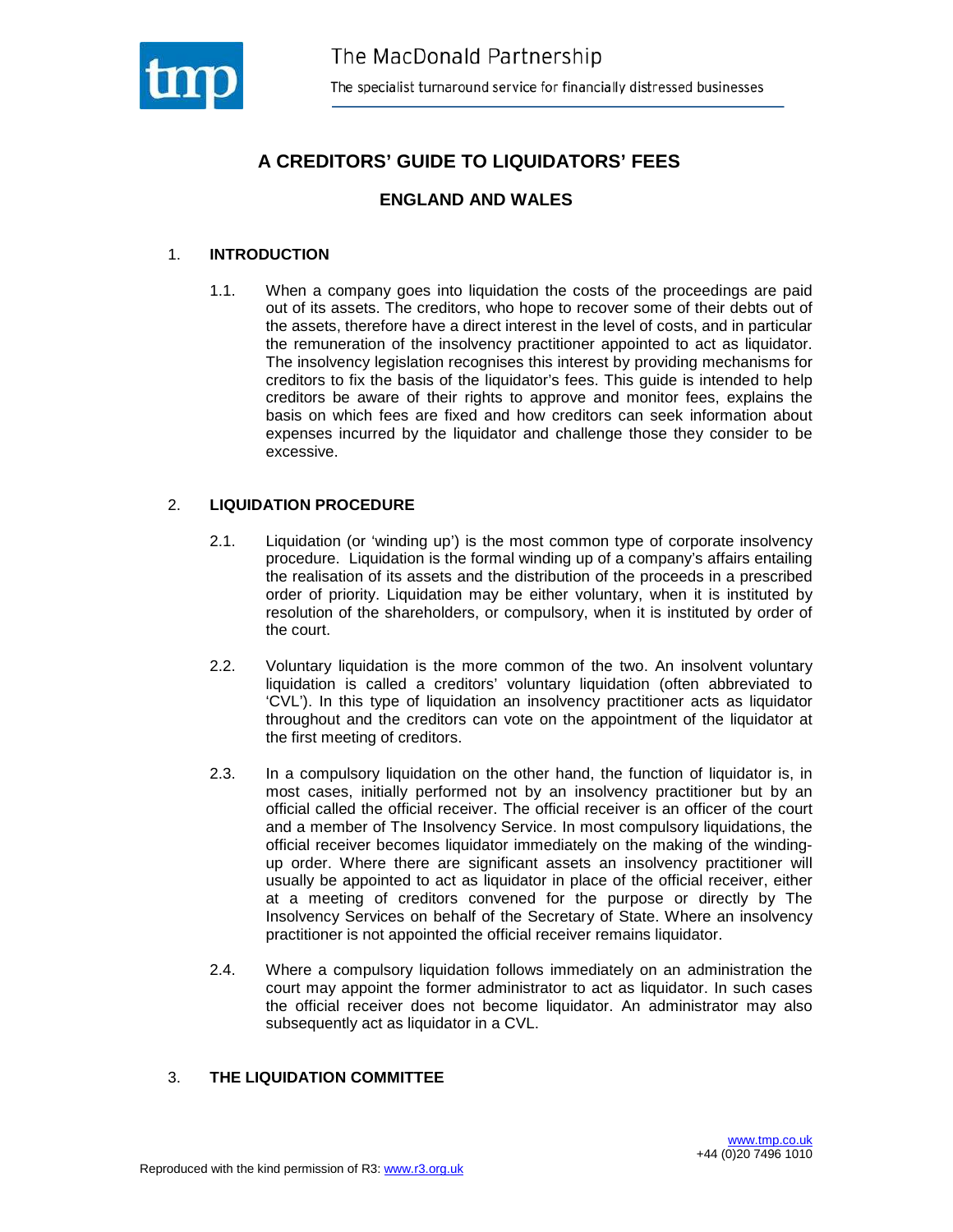# A CREDITORS' GUIDE TO LIQUIDATORS' FEES

## ENGLAND AND WALES

1. **INTRODUCTION**

   1.1. When a company goes into liquidation the costs of the proceedings are paid out of its assets. The creditors, who hope to recover some of their debts out of the assets, therefore have a direct interest in the level of costs, and in particular the remuneration of the insolvency practitioner appointed to act as liquidator. The insolvency legislation recognises this interest by providing mechanisms for creditors to fix the basis of the liquidator's fees. This guide is intended to help creditors be aware of their rights to approve and monitor fees, explains the basis on which fees are fixed and how creditors can seek information about expenses incurred by the liquidator and challenge those they consider to be excessive.

2. **LIQUIDATION PROCEDURE**

   2.1. Liquidation (or 'winding up') is the most common type of corporate insolvency procedure. Liquidation is the formal winding up of a company's affairs entailing the realisation of its assets and the distribution of the proceeds in a prescribed order of priority. Liquidation may be either voluntary, when it is instituted by resolution of the shareholders, or compulsory, when it is instituted by order of the court.

   2.2. Voluntary liquidation is the more common of the two. An insolvent voluntary liquidation is called a creditors' voluntary liquidation (often abbreviated to 'CVL'). In this type of liquidation an insolvency practitioner acts as liquidator throughout and the creditors can vote on the appointment of the liquidator at the first meeting of creditors.

   2.3. In a compulsory liquidation on the other hand, the function of liquidator is, in most cases, initially performed not by an insolvency practitioner but by an official called the official receiver. The official receiver is an officer of the court and a member of The Insolvency Service. In most compulsory liquidations, the official receiver becomes liquidator immediately on the making of the winding-up order. Where there are significant assets an insolvency practitioner will usually be appointed to act as liquidator in place of the official receiver, either at a meeting of creditors convened for the purpose or directly by The Insolvency Services on behalf of the Secretary of State. Where an insolvency practitioner is not appointed the official receiver remains liquidator.

   2.4. Where a compulsory liquidation follows immediately on an administration the court may appoint the former administrator to act as liquidator. In such cases the official receiver does not become liquidator. An administrator may also subsequently act as liquidator in a CVL.

3. **THE LIQUIDATION COMMITTEE**

Reproduced with the kind permission of R3: www.r3.org.uk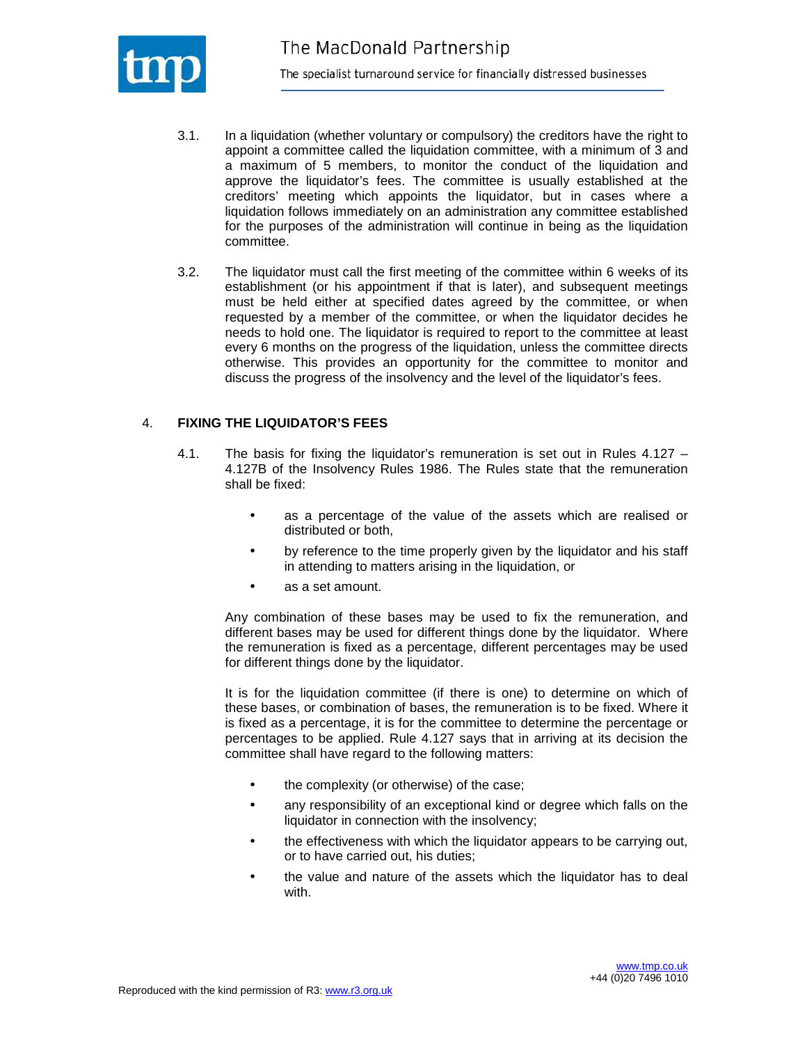3.1. In a liquidation (whether voluntary or compulsory) the creditors have the right to appoint a committee called the liquidation committee, with a minimum of 3 and a maximum of 5 members, to monitor the conduct of the liquidation and approve the liquidator's fees. The committee is usually established at the creditors' meeting which appoints the liquidator, but in cases where a liquidation follows immediately on an administration any committee established for the purposes of the administration will continue in being as the liquidation committee.

3.2. The liquidator must call the first meeting of the committee within 6 weeks of its establishment (or his appointment if that is later), and subsequent meetings must be held either at specified dates agreed by the committee, or when requested by a member of the committee, or when the liquidator decides he needs to hold one. The liquidator is required to report to the committee at least every 6 months on the progress of the liquidation, unless the committee directs otherwise. This provides an opportunity for the committee to monitor and discuss the progress of the insolvency and the level of the liquidator's fees.

## 4. FIXING THE LIQUIDATOR'S FEES

4.1. The basis for fixing the liquidator's remuneration is set out in Rules 4.127 – 4.127B of the Insolvency Rules 1986. The Rules state that the remuneration shall be fixed:

- as a percentage of the value of the assets which are realised or distributed or both,
- by reference to the time properly given by the liquidator and his staff in attending to matters arising in the liquidation, or
- as a set amount.

Any combination of these bases may be used to fix the remuneration, and different bases may be used for different things done by the liquidator. Where the remuneration is fixed as a percentage, different percentages may be used for different things done by the liquidator.

It is for the liquidation committee (if there is one) to determine on which of these bases, or combination of bases, the remuneration is to be fixed. Where it is fixed as a percentage, it is for the committee to determine the percentage or percentages to be applied. Rule 4.127 says that in arriving at its decision the committee shall have regard to the following matters:

- the complexity (or otherwise) of the case;
- any responsibility of an exceptional kind or degree which falls on the liquidator in connection with the insolvency;
- the effectiveness with which the liquidator appears to be carrying out, or to have carried out, his duties;
- the value and nature of the assets which the liquidator has to deal with.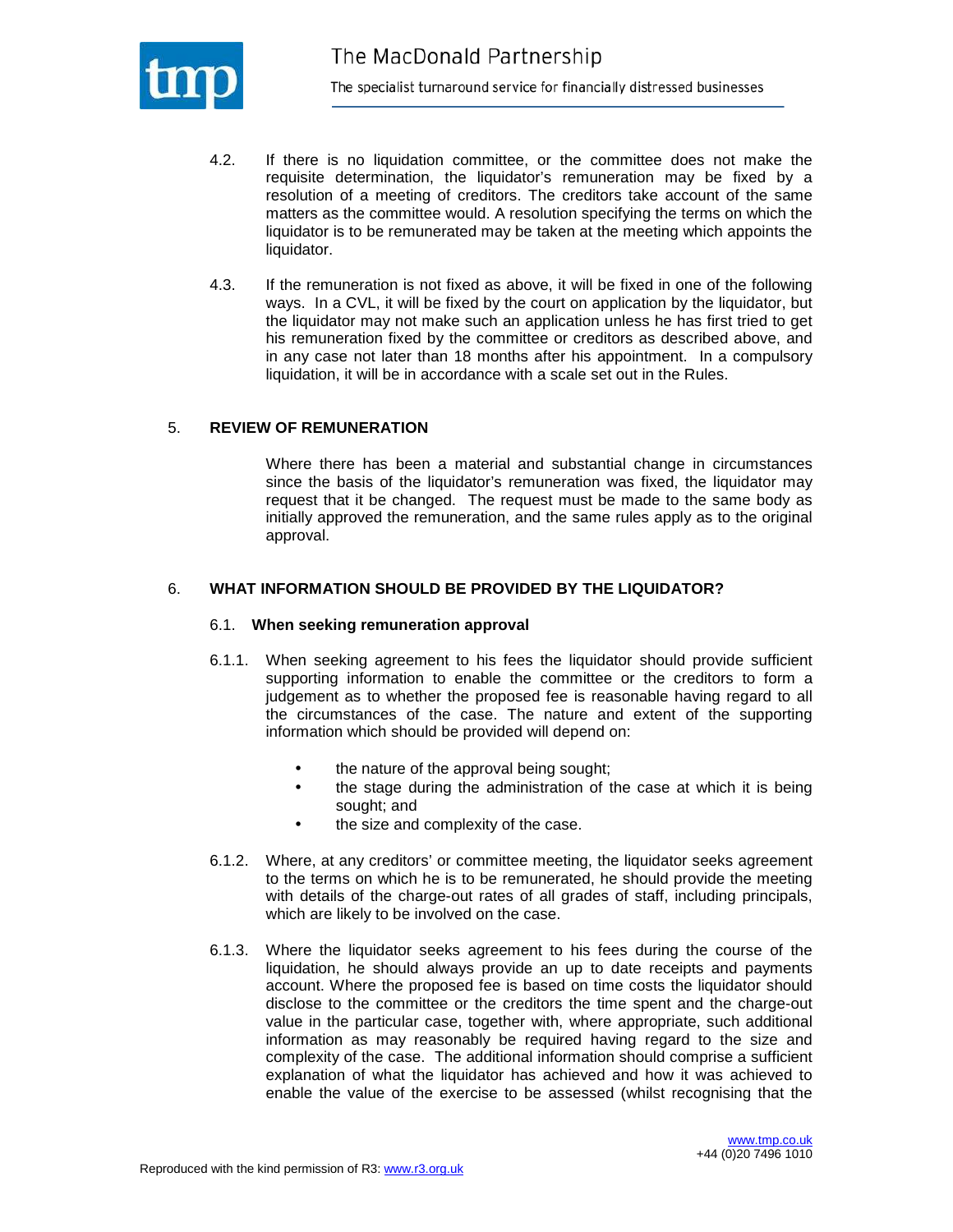4.2. If there is no liquidation committee, or the committee does not make the requisite determination, the liquidator's remuneration may be fixed by a resolution of a meeting of creditors. The creditors take account of the same matters as the committee would. A resolution specifying the terms on which the liquidator is to be remunerated may be taken at the meeting which appoints the liquidator.

4.3. If the remuneration is not fixed as above, it will be fixed in one of the following ways. In a CVL, it will be fixed by the court on application by the liquidator, but the liquidator may not make such an application unless he has first tried to get his remuneration fixed by the committee or creditors as described above, and in any case not later than 18 months after his appointment. In a compulsory liquidation, it will be in accordance with a scale set out in the Rules.

## 5. REVIEW OF REMUNERATION

Where there has been a material and substantial change in circumstances since the basis of the liquidator's remuneration was fixed, the liquidator may request that it be changed. The request must be made to the same body as initially approved the remuneration, and the same rules apply as to the original approval.

## 6. WHAT INFORMATION SHOULD BE PROVIDED BY THE LIQUIDATOR?

### 6.1. When seeking remuneration approval

6.1.1. When seeking agreement to his fees the liquidator should provide sufficient supporting information to enable the committee or the creditors to form a judgement as to whether the proposed fee is reasonable having regard to all the circumstances of the case. The nature and extent of the supporting information which should be provided will depend on:

- the nature of the approval being sought;
- the stage during the administration of the case at which it is being sought; and
- the size and complexity of the case.

6.1.2. Where, at any creditors' or committee meeting, the liquidator seeks agreement to the terms on which he is to be remunerated, he should provide the meeting with details of the charge-out rates of all grades of staff, including principals, which are likely to be involved on the case.

6.1.3. Where the liquidator seeks agreement to his fees during the course of the liquidation, he should always provide an up to date receipts and payments account. Where the proposed fee is based on time costs the liquidator should disclose to the committee or the creditors the time spent and the charge-out value in the particular case, together with, where appropriate, such additional information as may reasonably be required having regard to the size and complexity of the case. The additional information should comprise a sufficient explanation of what the liquidator has achieved and how it was achieved to enable the value of the exercise to be assessed (whilst recognising that the

Reproduced with the kind permission of R3: www.r3.org.uk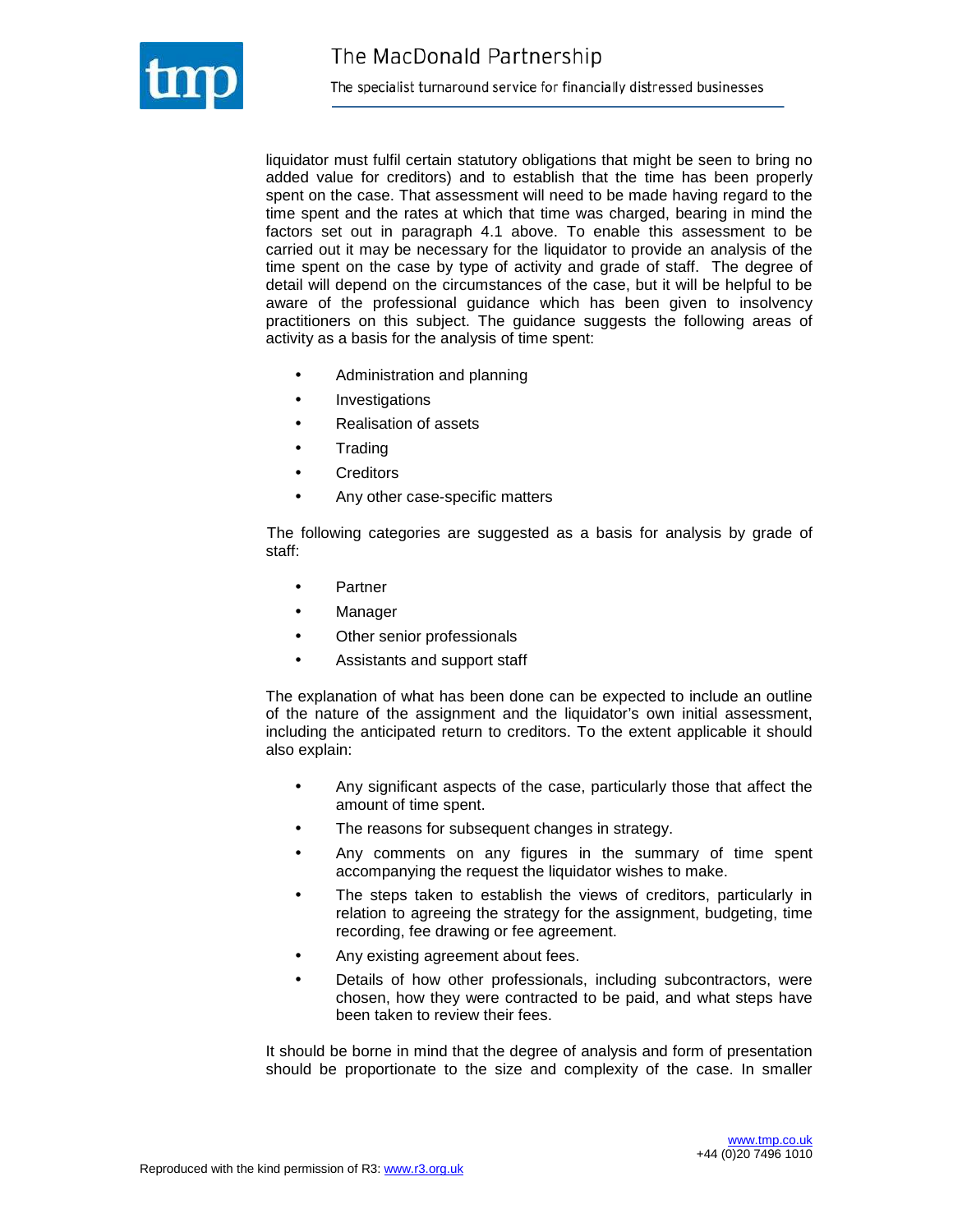liquidator must fulfil certain statutory obligations that might be seen to bring no added value for creditors) and to establish that the time has been properly spent on the case. That assessment will need to be made having regard to the time spent and the rates at which that time was charged, bearing in mind the factors set out in paragraph 4.1 above. To enable this assessment to be carried out it may be necessary for the liquidator to provide an analysis of the time spent on the case by type of activity and grade of staff. The degree of detail will depend on the circumstances of the case, but it will be helpful to be aware of the professional guidance which has been given to insolvency practitioners on this subject. The guidance suggests the following areas of activity as a basis for the analysis of time spent:

- Administration and planning
- Investigations
- Realisation of assets
- Trading
- Creditors
- Any other case-specific matters

The following categories are suggested as a basis for analysis by grade of staff:

- Partner
- Manager
- Other senior professionals
- Assistants and support staff

The explanation of what has been done can be expected to include an outline of the nature of the assignment and the liquidator's own initial assessment, including the anticipated return to creditors. To the extent applicable it should also explain:

- Any significant aspects of the case, particularly those that affect the amount of time spent.
- The reasons for subsequent changes in strategy.
- Any comments on any figures in the summary of time spent accompanying the request the liquidator wishes to make.
- The steps taken to establish the views of creditors, particularly in relation to agreeing the strategy for the assignment, budgeting, time recording, fee drawing or fee agreement.
- Any existing agreement about fees.
- Details of how other professionals, including subcontractors, were chosen, how they were contracted to be paid, and what steps have been taken to review their fees.

It should be borne in mind that the degree of analysis and form of presentation should be proportionate to the size and complexity of the case. In smaller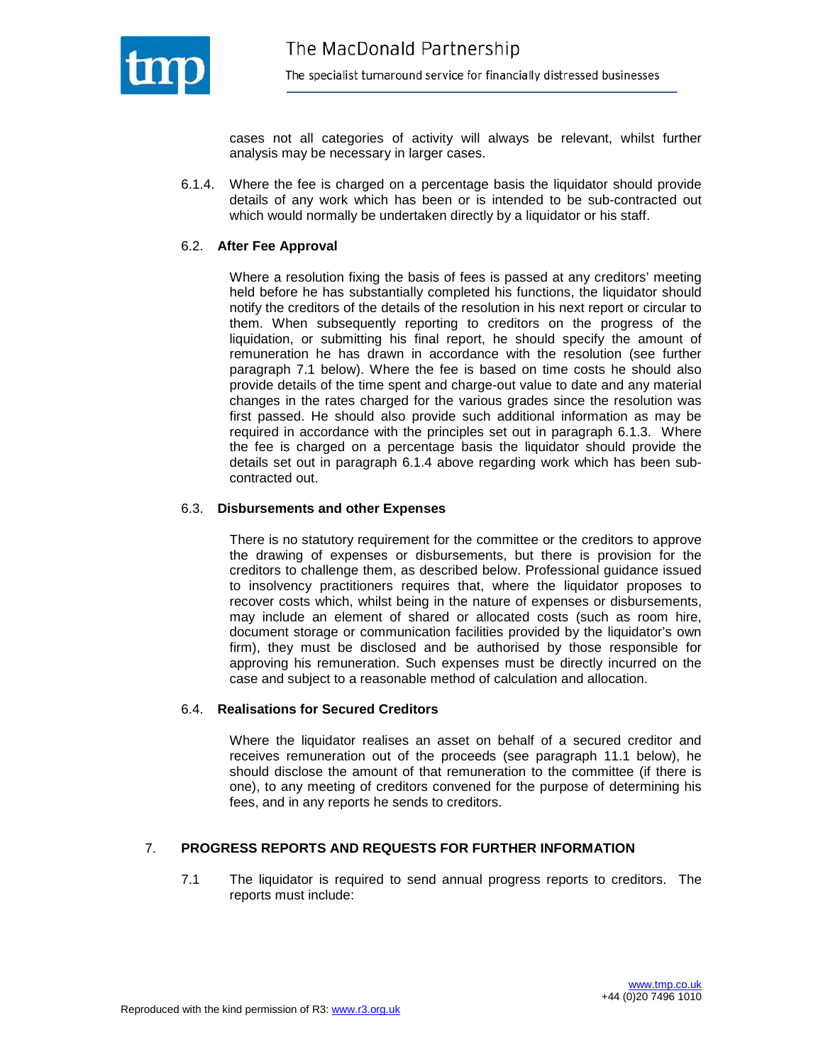cases not all categories of activity will always be relevant, whilst further analysis may be necessary in larger cases.

6.1.4. Where the fee is charged on a percentage basis the liquidator should provide details of any work which has been or is intended to be sub-contracted out which would normally be undertaken directly by a liquidator or his staff.

### 6.2. After Fee Approval

Where a resolution fixing the basis of fees is passed at any creditors' meeting held before he has substantially completed his functions, the liquidator should notify the creditors of the details of the resolution in his next report or circular to them. When subsequently reporting to creditors on the progress of the liquidation, or submitting his final report, he should specify the amount of remuneration he has drawn in accordance with the resolution (see further paragraph 7.1 below). Where the fee is based on time costs he should also provide details of the time spent and charge-out value to date and any material changes in the rates charged for the various grades since the resolution was first passed. He should also provide such additional information as may be required in accordance with the principles set out in paragraph 6.1.3. Where the fee is charged on a percentage basis the liquidator should provide the details set out in paragraph 6.1.4 above regarding work which has been sub-contracted out.

### 6.3. Disbursements and other Expenses

There is no statutory requirement for the committee or the creditors to approve the drawing of expenses or disbursements, but there is provision for the creditors to challenge them, as described below. Professional guidance issued to insolvency practitioners requires that, where the liquidator proposes to recover costs which, whilst being in the nature of expenses or disbursements, may include an element of shared or allocated costs (such as room hire, document storage or communication facilities provided by the liquidator's own firm), they must be disclosed and be authorised by those responsible for approving his remuneration. Such expenses must be directly incurred on the case and subject to a reasonable method of calculation and allocation.

### 6.4. Realisations for Secured Creditors

Where the liquidator realises an asset on behalf of a secured creditor and receives remuneration out of the proceeds (see paragraph 11.1 below), he should disclose the amount of that remuneration to the committee (if there is one), to any meeting of creditors convened for the purpose of determining his fees, and in any reports he sends to creditors.

## 7. PROGRESS REPORTS AND REQUESTS FOR FURTHER INFORMATION

7.1 The liquidator is required to send annual progress reports to creditors. The reports must include: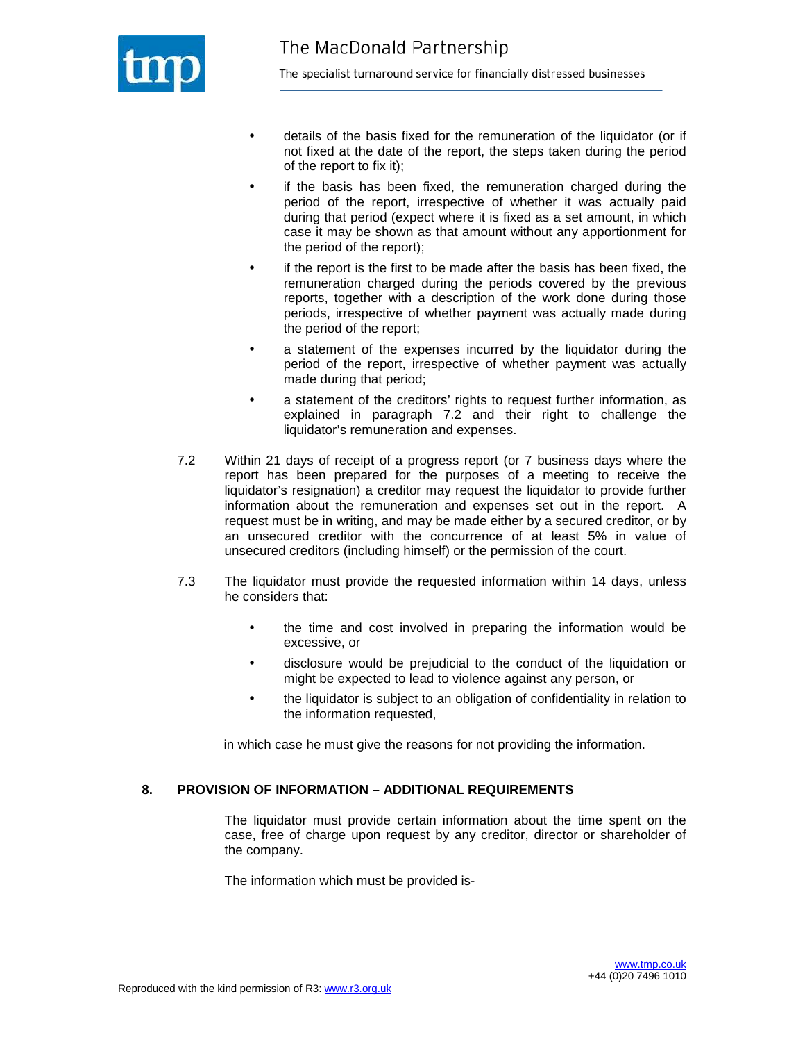- details of the basis fixed for the remuneration of the liquidator (or if not fixed at the date of the report, the steps taken during the period of the report to fix it);
- if the basis has been fixed, the remuneration charged during the period of the report, irrespective of whether it was actually paid during that period (expect where it is fixed as a set amount, in which case it may be shown as that amount without any apportionment for the period of the report);
- if the report is the first to be made after the basis has been fixed, the remuneration charged during the periods covered by the previous reports, together with a description of the work done during those periods, irrespective of whether payment was actually made during the period of the report;
- a statement of the expenses incurred by the liquidator during the period of the report, irrespective of whether payment was actually made during that period;
- a statement of the creditors' rights to request further information, as explained in paragraph 7.2 and their right to challenge the liquidator's remuneration and expenses.

7.2 Within 21 days of receipt of a progress report (or 7 business days where the report has been prepared for the purposes of a meeting to receive the liquidator's resignation) a creditor may request the liquidator to provide further information about the remuneration and expenses set out in the report. A request must be in writing, and may be made either by a secured creditor, or by an unsecured creditor with the concurrence of at least 5% in value of unsecured creditors (including himself) or the permission of the court.

7.3 The liquidator must provide the requested information within 14 days, unless he considers that:

- the time and cost involved in preparing the information would be excessive, or
- disclosure would be prejudicial to the conduct of the liquidation or might be expected to lead to violence against any person, or
- the liquidator is subject to an obligation of confidentiality in relation to the information requested,

in which case he must give the reasons for not providing the information.

## 8. PROVISION OF INFORMATION – ADDITIONAL REQUIREMENTS

The liquidator must provide certain information about the time spent on the case, free of charge upon request by any creditor, director or shareholder of the company.

The information which must be provided is-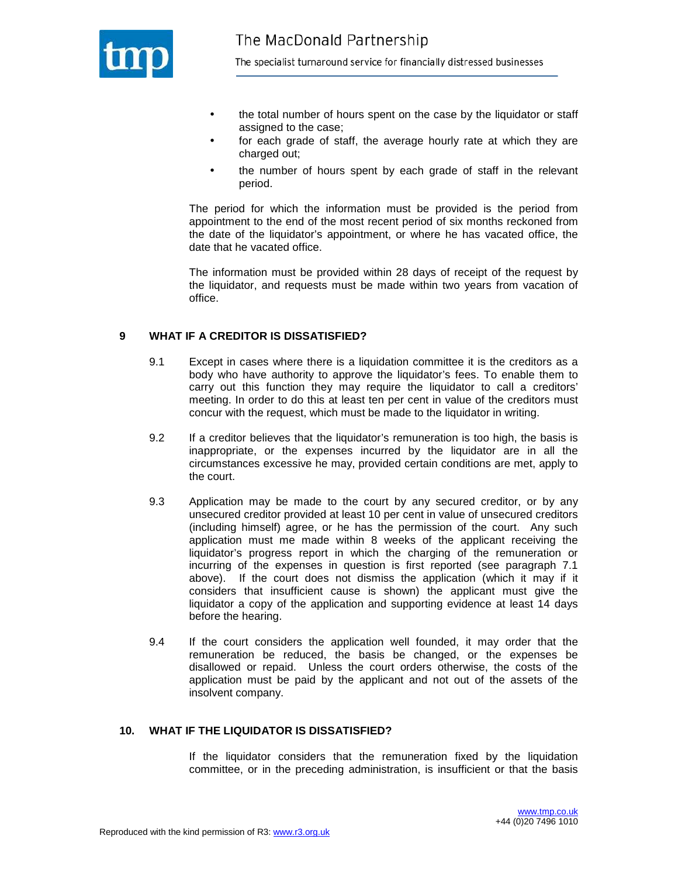- the total number of hours spent on the case by the liquidator or staff assigned to the case;
- for each grade of staff, the average hourly rate at which they are charged out;
- the number of hours spent by each grade of staff in the relevant period.

The period for which the information must be provided is the period from appointment to the end of the most recent period of six months reckoned from the date of the liquidator's appointment, or where he has vacated office, the date that he vacated office.

The information must be provided within 28 days of receipt of the request by the liquidator, and requests must be made within two years from vacation of office.

## 9 WHAT IF A CREDITOR IS DISSATISFIED?

9.1 Except in cases where there is a liquidation committee it is the creditors as a body who have authority to approve the liquidator's fees. To enable them to carry out this function they may require the liquidator to call a creditors' meeting. In order to do this at least ten per cent in value of the creditors must concur with the request, which must be made to the liquidator in writing.

9.2 If a creditor believes that the liquidator's remuneration is too high, the basis is inappropriate, or the expenses incurred by the liquidator are in all the circumstances excessive he may, provided certain conditions are met, apply to the court.

9.3 Application may be made to the court by any secured creditor, or by any unsecured creditor provided at least 10 per cent in value of unsecured creditors (including himself) agree, or he has the permission of the court. Any such application must me made within 8 weeks of the applicant receiving the liquidator's progress report in which the charging of the remuneration or incurring of the expenses in question is first reported (see paragraph 7.1 above). If the court does not dismiss the application (which it may if it considers that insufficient cause is shown) the applicant must give the liquidator a copy of the application and supporting evidence at least 14 days before the hearing.

9.4 If the court considers the application well founded, it may order that the remuneration be reduced, the basis be changed, or the expenses be disallowed or repaid. Unless the court orders otherwise, the costs of the application must be paid by the applicant and not out of the assets of the insolvent company.

## 10. WHAT IF THE LIQUIDATOR IS DISSATISFIED?

If the liquidator considers that the remuneration fixed by the liquidation committee, or in the preceding administration, is insufficient or that the basis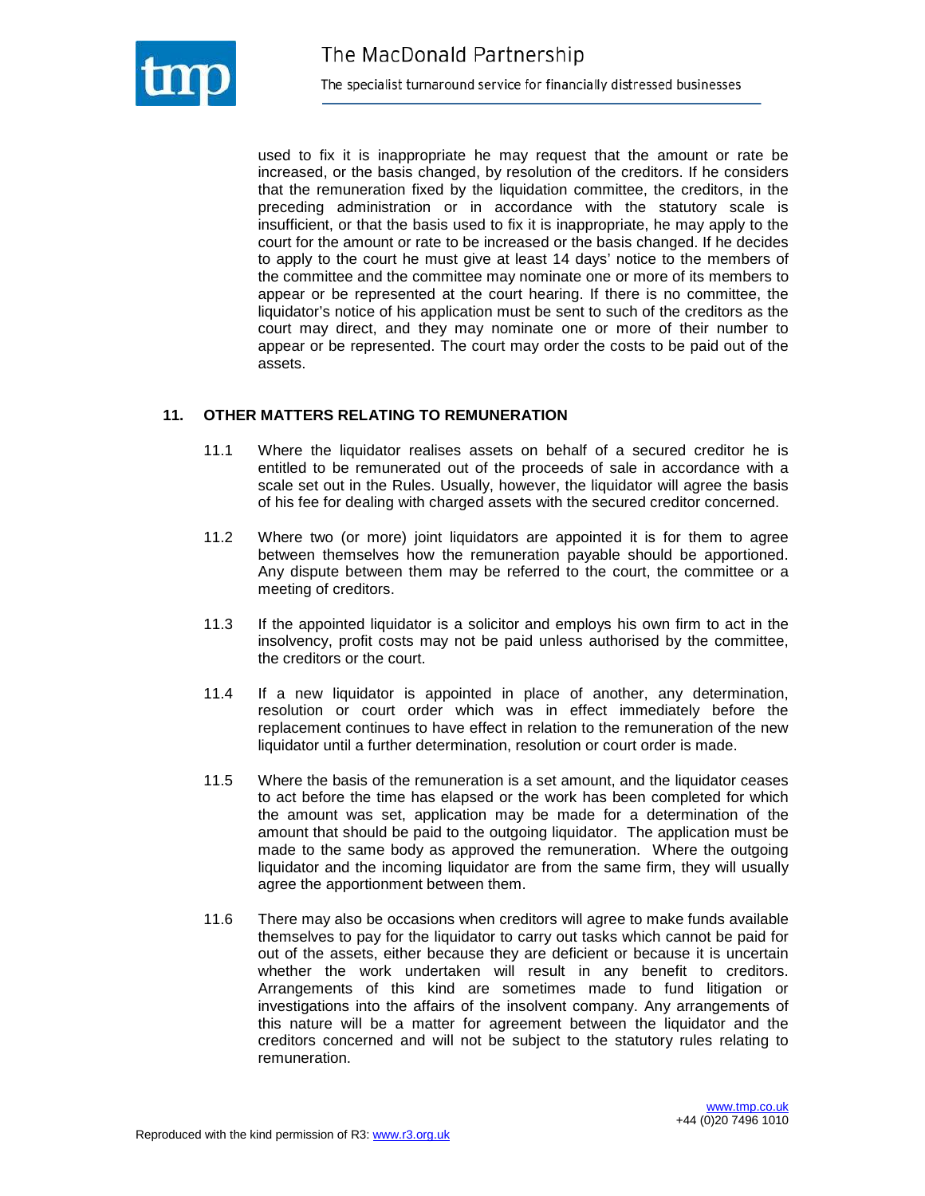used to fix it is inappropriate he may request that the amount or rate be increased, or the basis changed, by resolution of the creditors. If he considers that the remuneration fixed by the liquidation committee, the creditors, in the preceding administration or in accordance with the statutory scale is insufficient, or that the basis used to fix it is inappropriate, he may apply to the court for the amount or rate to be increased or the basis changed. If he decides to apply to the court he must give at least 14 days' notice to the members of the committee and the committee may nominate one or more of its members to appear or be represented at the court hearing. If there is no committee, the liquidator's notice of his application must be sent to such of the creditors as the court may direct, and they may nominate one or more of their number to appear or be represented. The court may order the costs to be paid out of the assets.

## 11. OTHER MATTERS RELATING TO REMUNERATION

11.1 Where the liquidator realises assets on behalf of a secured creditor he is entitled to be remunerated out of the proceeds of sale in accordance with a scale set out in the Rules. Usually, however, the liquidator will agree the basis of his fee for dealing with charged assets with the secured creditor concerned.

11.2 Where two (or more) joint liquidators are appointed it is for them to agree between themselves how the remuneration payable should be apportioned. Any dispute between them may be referred to the court, the committee or a meeting of creditors.

11.3 If the appointed liquidator is a solicitor and employs his own firm to act in the insolvency, profit costs may not be paid unless authorised by the committee, the creditors or the court.

11.4 If a new liquidator is appointed in place of another, any determination, resolution or court order which was in effect immediately before the replacement continues to have effect in relation to the remuneration of the new liquidator until a further determination, resolution or court order is made.

11.5 Where the basis of the remuneration is a set amount, and the liquidator ceases to act before the time has elapsed or the work has been completed for which the amount was set, application may be made for a determination of the amount that should be paid to the outgoing liquidator. The application must be made to the same body as approved the remuneration. Where the outgoing liquidator and the incoming liquidator are from the same firm, they will usually agree the apportionment between them.

11.6 There may also be occasions when creditors will agree to make funds available themselves to pay for the liquidator to carry out tasks which cannot be paid for out of the assets, either because they are deficient or because it is uncertain whether the work undertaken will result in any benefit to creditors. Arrangements of this kind are sometimes made to fund litigation or investigations into the affairs of the insolvent company. Any arrangements of this nature will be a matter for agreement between the liquidator and the creditors concerned and will not be subject to the statutory rules relating to remuneration.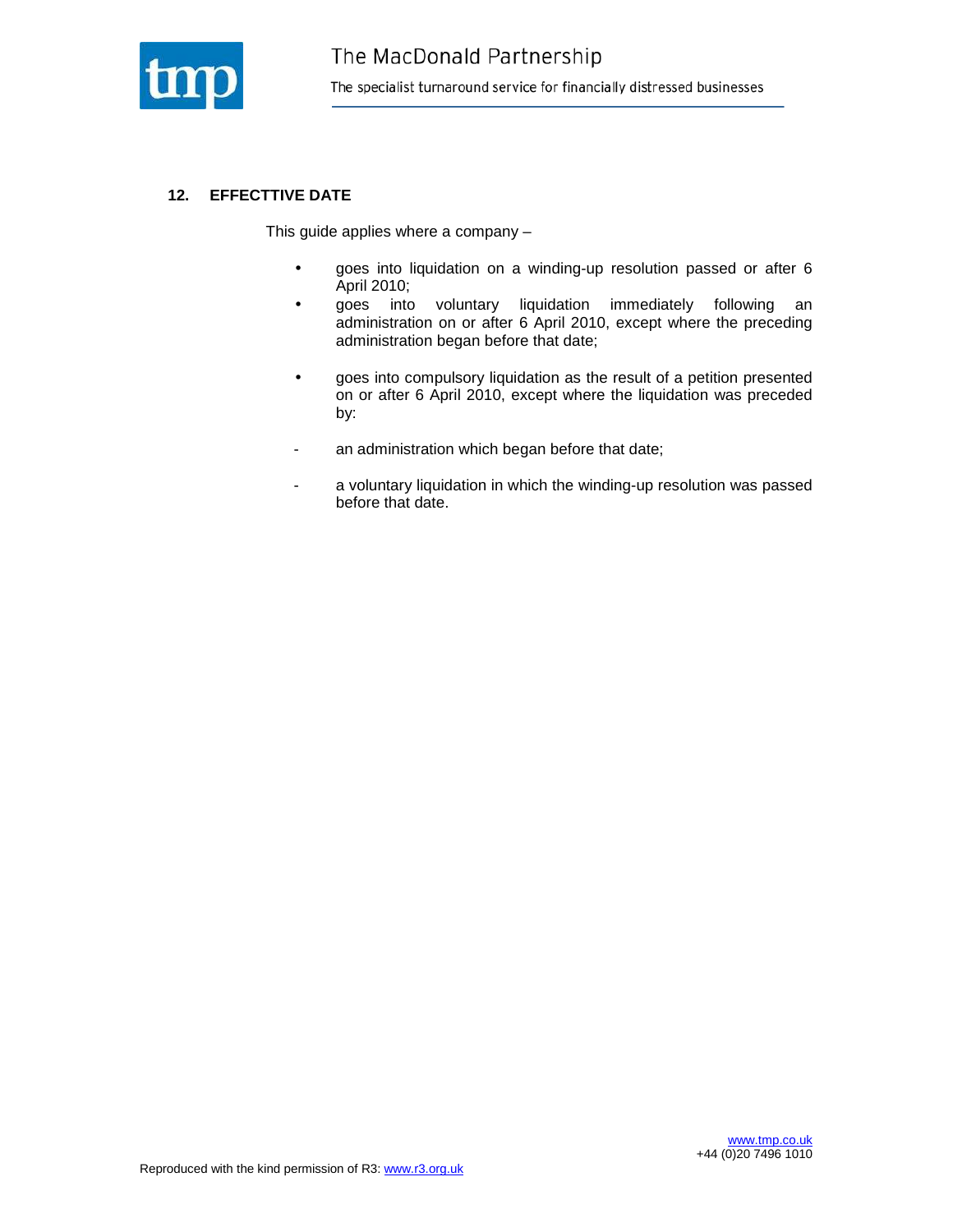## 12. EFFECTTIVE DATE

This guide applies where a company –

- goes into liquidation on a winding-up resolution passed or after 6 April 2010;
- goes into voluntary liquidation immediately following an administration on or after 6 April 2010, except where the preceding administration began before that date;
- goes into compulsory liquidation as the result of a petition presented on or after 6 April 2010, except where the liquidation was preceded by:
  - an administration which began before that date;
  - a voluntary liquidation in which the winding-up resolution was passed before that date.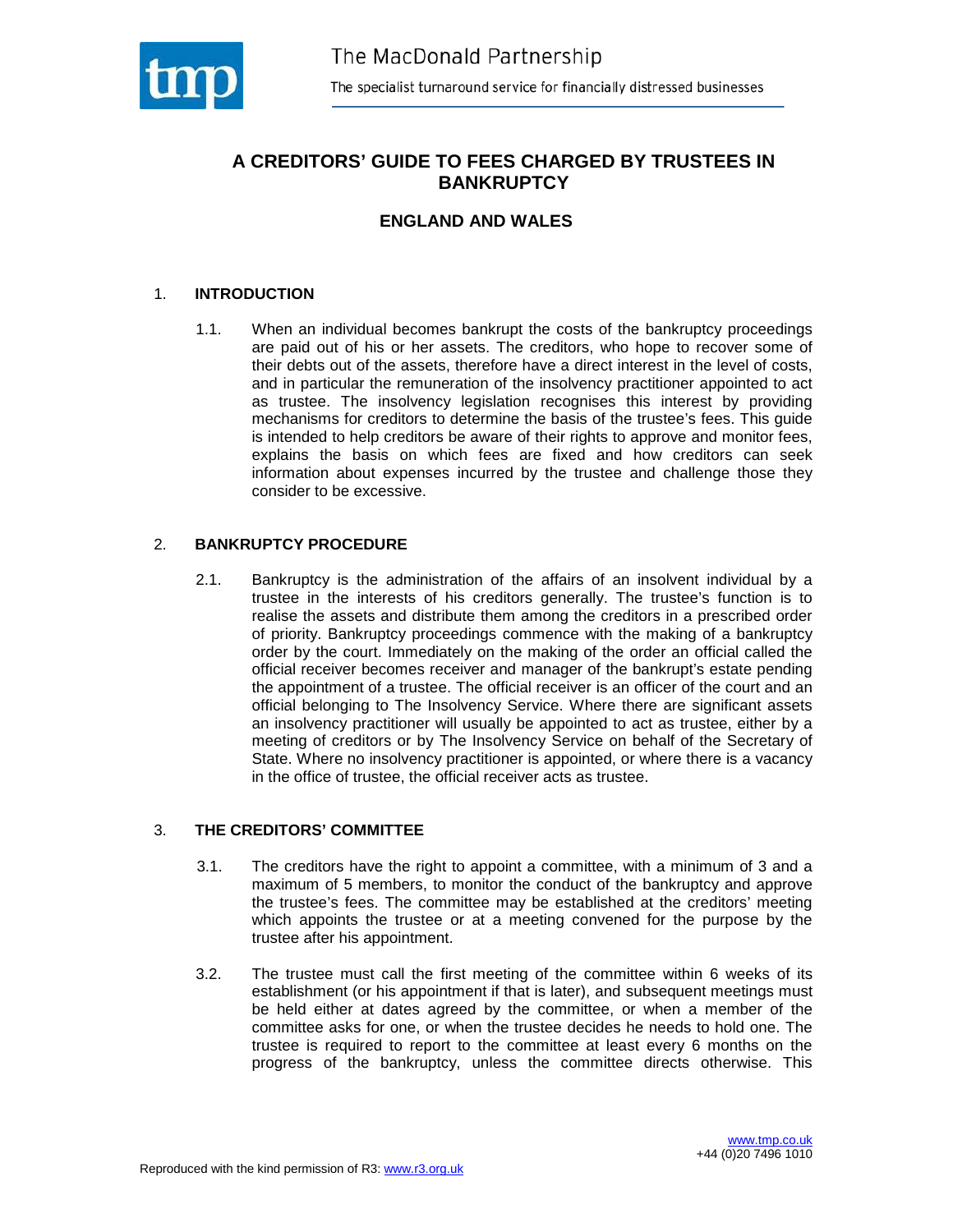# A CREDITORS' GUIDE TO FEES CHARGED BY TRUSTEES IN BANKRUPTCY

## ENGLAND AND WALES

### 1. INTRODUCTION

1.1. When an individual becomes bankrupt the costs of the bankruptcy proceedings are paid out of his or her assets. The creditors, who hope to recover some of their debts out of the assets, therefore have a direct interest in the level of costs, and in particular the remuneration of the insolvency practitioner appointed to act as trustee. The insolvency legislation recognises this interest by providing mechanisms for creditors to determine the basis of the trustee's fees. This guide is intended to help creditors be aware of their rights to approve and monitor fees, explains the basis on which fees are fixed and how creditors can seek information about expenses incurred by the trustee and challenge those they consider to be excessive.

### 2. BANKRUPTCY PROCEDURE

2.1. Bankruptcy is the administration of the affairs of an insolvent individual by a trustee in the interests of his creditors generally. The trustee's function is to realise the assets and distribute them among the creditors in a prescribed order of priority. Bankruptcy proceedings commence with the making of a bankruptcy order by the court. Immediately on the making of the order an official called the official receiver becomes receiver and manager of the bankrupt's estate pending the appointment of a trustee. The official receiver is an officer of the court and an official belonging to The Insolvency Service. Where there are significant assets an insolvency practitioner will usually be appointed to act as trustee, either by a meeting of creditors or by The Insolvency Service on behalf of the Secretary of State. Where no insolvency practitioner is appointed, or where there is a vacancy in the office of trustee, the official receiver acts as trustee.

### 3. THE CREDITORS' COMMITTEE

3.1. The creditors have the right to appoint a committee, with a minimum of 3 and a maximum of 5 members, to monitor the conduct of the bankruptcy and approve the trustee's fees. The committee may be established at the creditors' meeting which appoints the trustee or at a meeting convened for the purpose by the trustee after his appointment.

3.2. The trustee must call the first meeting of the committee within 6 weeks of its establishment (or his appointment if that is later), and subsequent meetings must be held either at dates agreed by the committee, or when a member of the committee asks for one, or when the trustee decides he needs to hold one. The trustee is required to report to the committee at least every 6 months on the progress of the bankruptcy, unless the committee directs otherwise. This

Reproduced with the kind permission of R3: www.r3.org.uk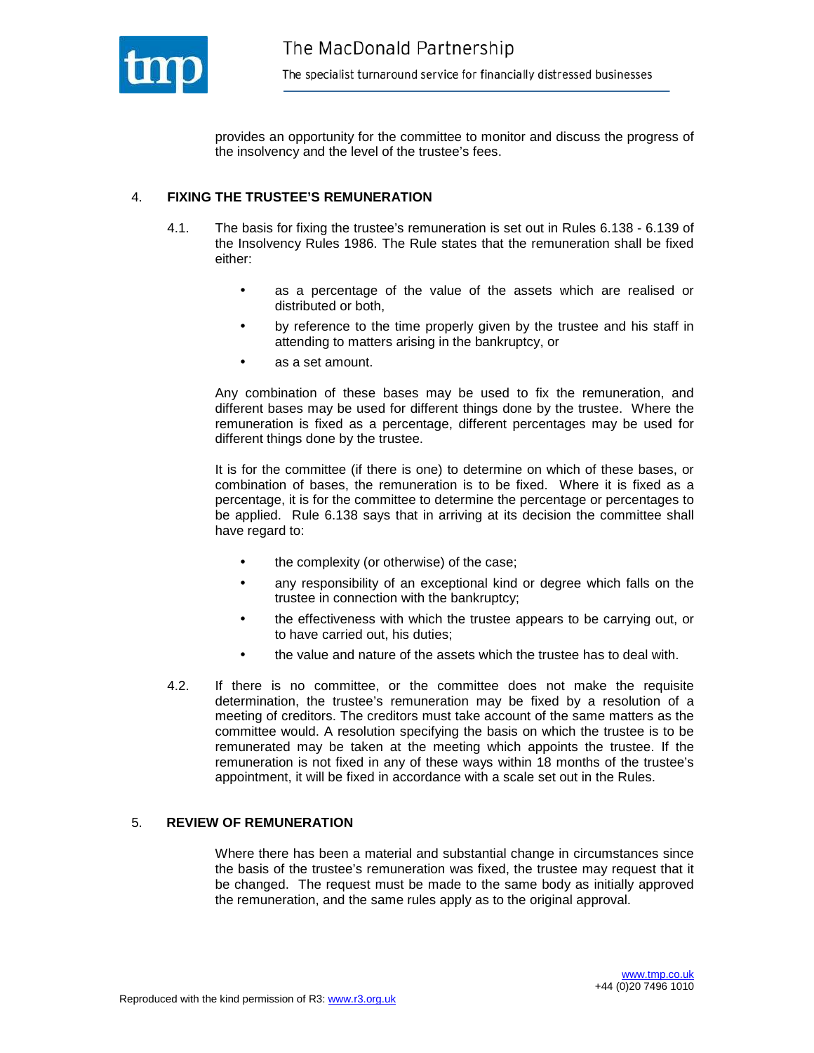provides an opportunity for the committee to monitor and discuss the progress of the insolvency and the level of the trustee's fees.

## 4. FIXING THE TRUSTEE'S REMUNERATION

4.1. The basis for fixing the trustee's remuneration is set out in Rules 6.138 - 6.139 of the Insolvency Rules 1986. The Rule states that the remuneration shall be fixed either:

- as a percentage of the value of the assets which are realised or distributed or both,
- by reference to the time properly given by the trustee and his staff in attending to matters arising in the bankruptcy, or
- as a set amount.

Any combination of these bases may be used to fix the remuneration, and different bases may be used for different things done by the trustee. Where the remuneration is fixed as a percentage, different percentages may be used for different things done by the trustee.

It is for the committee (if there is one) to determine on which of these bases, or combination of bases, the remuneration is to be fixed. Where it is fixed as a percentage, it is for the committee to determine the percentage or percentages to be applied. Rule 6.138 says that in arriving at its decision the committee shall have regard to:

- the complexity (or otherwise) of the case;
- any responsibility of an exceptional kind or degree which falls on the trustee in connection with the bankruptcy;
- the effectiveness with which the trustee appears to be carrying out, or to have carried out, his duties;
- the value and nature of the assets which the trustee has to deal with.

4.2. If there is no committee, or the committee does not make the requisite determination, the trustee's remuneration may be fixed by a resolution of a meeting of creditors. The creditors must take account of the same matters as the committee would. A resolution specifying the basis on which the trustee is to be remunerated may be taken at the meeting which appoints the trustee. If the remuneration is not fixed in any of these ways within 18 months of the trustee's appointment, it will be fixed in accordance with a scale set out in the Rules.

## 5. REVIEW OF REMUNERATION

Where there has been a material and substantial change in circumstances since the basis of the trustee's remuneration was fixed, the trustee may request that it be changed. The request must be made to the same body as initially approved the remuneration, and the same rules apply as to the original approval.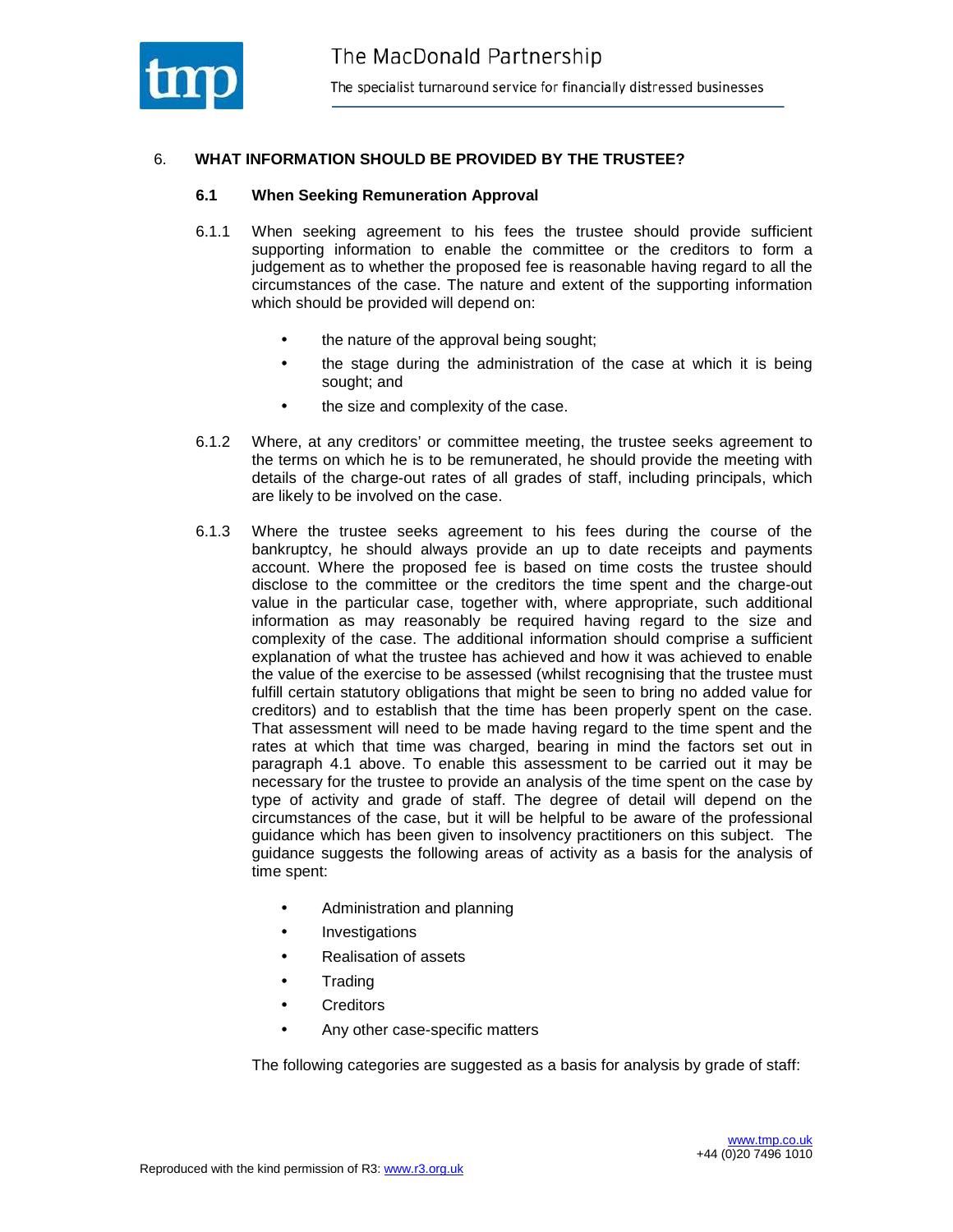## 6. WHAT INFORMATION SHOULD BE PROVIDED BY THE TRUSTEE?

### 6.1 When Seeking Remuneration Approval

6.1.1 When seeking agreement to his fees the trustee should provide sufficient supporting information to enable the committee or the creditors to form a judgement as to whether the proposed fee is reasonable having regard to all the circumstances of the case. The nature and extent of the supporting information which should be provided will depend on:

- the nature of the approval being sought;
- the stage during the administration of the case at which it is being sought; and
- the size and complexity of the case.

6.1.2 Where, at any creditors' or committee meeting, the trustee seeks agreement to the terms on which he is to be remunerated, he should provide the meeting with details of the charge-out rates of all grades of staff, including principals, which are likely to be involved on the case.

6.1.3 Where the trustee seeks agreement to his fees during the course of the bankruptcy, he should always provide an up to date receipts and payments account. Where the proposed fee is based on time costs the trustee should disclose to the committee or the creditors the time spent and the charge-out value in the particular case, together with, where appropriate, such additional information as may reasonably be required having regard to the size and complexity of the case. The additional information should comprise a sufficient explanation of what the trustee has achieved and how it was achieved to enable the value of the exercise to be assessed (whilst recognising that the trustee must fulfill certain statutory obligations that might be seen to bring no added value for creditors) and to establish that the time has been properly spent on the case. That assessment will need to be made having regard to the time spent and the rates at which that time was charged, bearing in mind the factors set out in paragraph 4.1 above. To enable this assessment to be carried out it may be necessary for the trustee to provide an analysis of the time spent on the case by type of activity and grade of staff. The degree of detail will depend on the circumstances of the case, but it will be helpful to be aware of the professional guidance which has been given to insolvency practitioners on this subject. The guidance suggests the following areas of activity as a basis for the analysis of time spent:

- Administration and planning
- Investigations
- Realisation of assets
- Trading
- Creditors
- Any other case-specific matters

The following categories are suggested as a basis for analysis by grade of staff: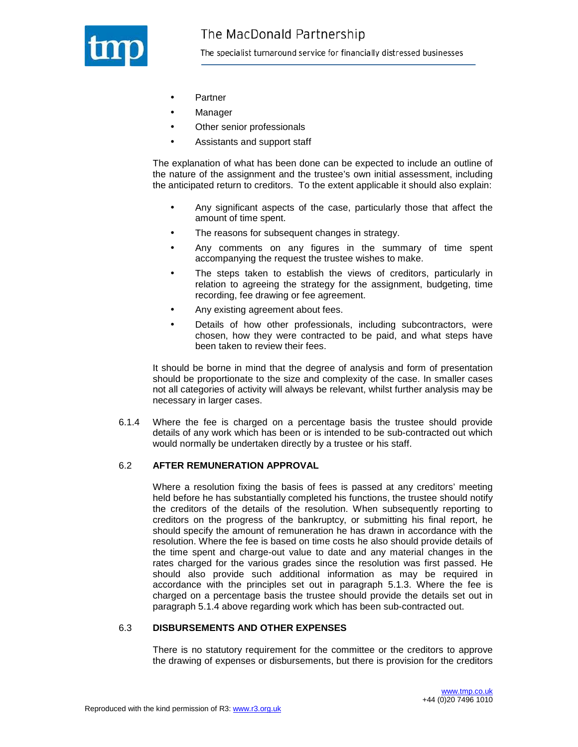- Partner
- Manager
- Other senior professionals
- Assistants and support staff

The explanation of what has been done can be expected to include an outline of the nature of the assignment and the trustee's own initial assessment, including the anticipated return to creditors. To the extent applicable it should also explain:

- Any significant aspects of the case, particularly those that affect the amount of time spent.
- The reasons for subsequent changes in strategy.
- Any comments on any figures in the summary of time spent accompanying the request the trustee wishes to make.
- The steps taken to establish the views of creditors, particularly in relation to agreeing the strategy for the assignment, budgeting, time recording, fee drawing or fee agreement.
- Any existing agreement about fees.
- Details of how other professionals, including subcontractors, were chosen, how they were contracted to be paid, and what steps have been taken to review their fees.

It should be borne in mind that the degree of analysis and form of presentation should be proportionate to the size and complexity of the case. In smaller cases not all categories of activity will always be relevant, whilst further analysis may be necessary in larger cases.

6.1.4 Where the fee is charged on a percentage basis the trustee should provide details of any work which has been or is intended to be sub-contracted out which would normally be undertaken directly by a trustee or his staff.

### 6.2 AFTER REMUNERATION APPROVAL

Where a resolution fixing the basis of fees is passed at any creditors' meeting held before he has substantially completed his functions, the trustee should notify the creditors of the details of the resolution. When subsequently reporting to creditors on the progress of the bankruptcy, or submitting his final report, he should specify the amount of remuneration he has drawn in accordance with the resolution. Where the fee is based on time costs he also should provide details of the time spent and charge-out value to date and any material changes in the rates charged for the various grades since the resolution was first passed. He should also provide such additional information as may be required in accordance with the principles set out in paragraph 5.1.3. Where the fee is charged on a percentage basis the trustee should provide the details set out in paragraph 5.1.4 above regarding work which has been sub-contracted out.

### 6.3 DISBURSEMENTS AND OTHER EXPENSES

There is no statutory requirement for the committee or the creditors to approve the drawing of expenses or disbursements, but there is provision for the creditors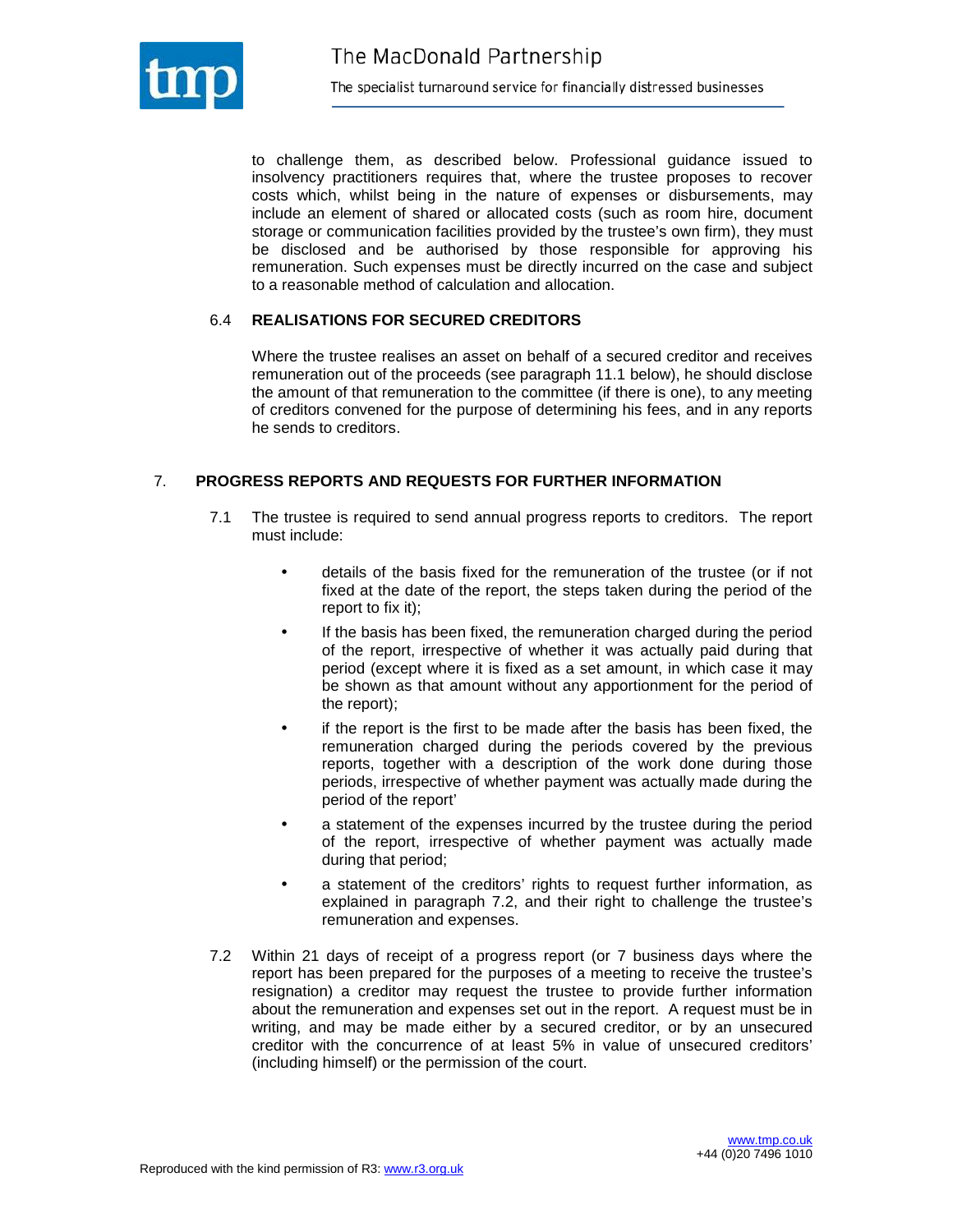to challenge them, as described below. Professional guidance issued to insolvency practitioners requires that, where the trustee proposes to recover costs which, whilst being in the nature of expenses or disbursements, may include an element of shared or allocated costs (such as room hire, document storage or communication facilities provided by the trustee's own firm), they must be disclosed and be authorised by those responsible for approving his remuneration. Such expenses must be directly incurred on the case and subject to a reasonable method of calculation and allocation.

### 6.4 REALISATIONS FOR SECURED CREDITORS

Where the trustee realises an asset on behalf of a secured creditor and receives remuneration out of the proceeds (see paragraph 11.1 below), he should disclose the amount of that remuneration to the committee (if there is one), to any meeting of creditors convened for the purpose of determining his fees, and in any reports he sends to creditors.

## 7. PROGRESS REPORTS AND REQUESTS FOR FURTHER INFORMATION

7.1 The trustee is required to send annual progress reports to creditors. The report must include:

- details of the basis fixed for the remuneration of the trustee (or if not fixed at the date of the report, the steps taken during the period of the report to fix it);
- If the basis has been fixed, the remuneration charged during the period of the report, irrespective of whether it was actually paid during that period (except where it is fixed as a set amount, in which case it may be shown as that amount without any apportionment for the period of the report);
- if the report is the first to be made after the basis has been fixed, the remuneration charged during the periods covered by the previous reports, together with a description of the work done during those periods, irrespective of whether payment was actually made during the period of the report'
- a statement of the expenses incurred by the trustee during the period of the report, irrespective of whether payment was actually made during that period;
- a statement of the creditors' rights to request further information, as explained in paragraph 7.2, and their right to challenge the trustee's remuneration and expenses.

7.2 Within 21 days of receipt of a progress report (or 7 business days where the report has been prepared for the purposes of a meeting to receive the trustee's resignation) a creditor may request the trustee to provide further information about the remuneration and expenses set out in the report. A request must be in writing, and may be made either by a secured creditor, or by an unsecured creditor with the concurrence of at least 5% in value of unsecured creditors' (including himself) or the permission of the court.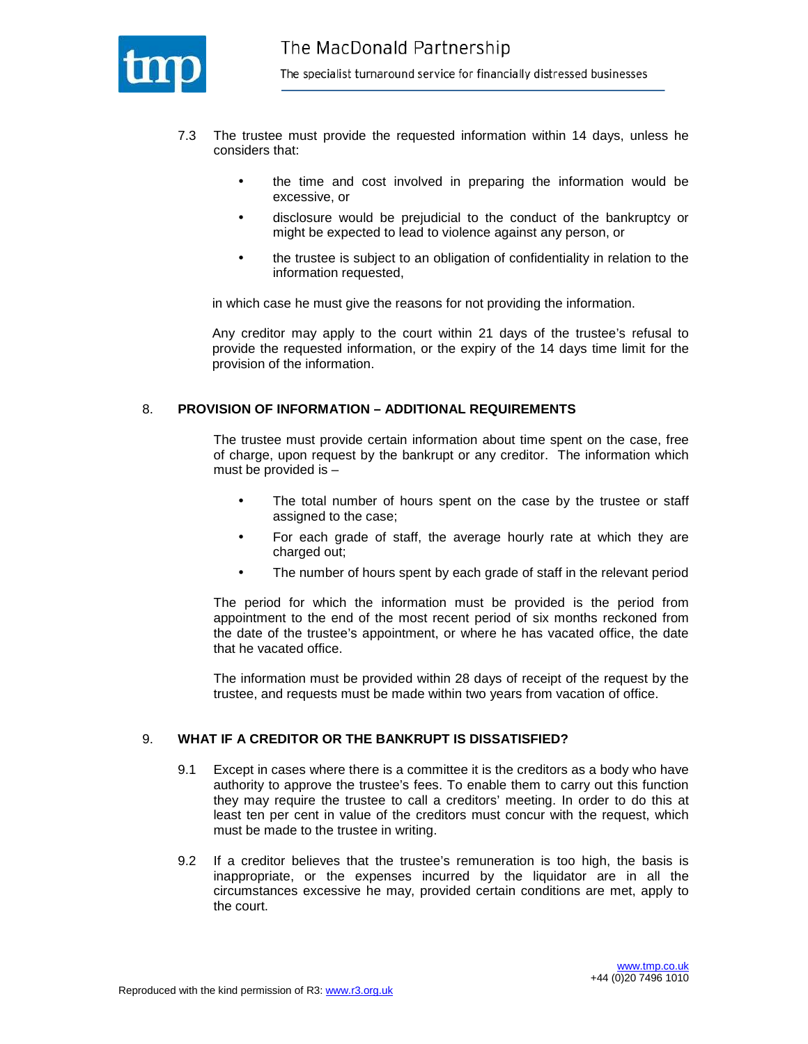7.3 The trustee must provide the requested information within 14 days, unless he considers that:

- the time and cost involved in preparing the information would be excessive, or
- disclosure would be prejudicial to the conduct of the bankruptcy or might be expected to lead to violence against any person, or
- the trustee is subject to an obligation of confidentiality in relation to the information requested,

in which case he must give the reasons for not providing the information.

Any creditor may apply to the court within 21 days of the trustee's refusal to provide the requested information, or the expiry of the 14 days time limit for the provision of the information.

## 8. PROVISION OF INFORMATION – ADDITIONAL REQUIREMENTS

The trustee must provide certain information about time spent on the case, free of charge, upon request by the bankrupt or any creditor. The information which must be provided is –

- The total number of hours spent on the case by the trustee or staff assigned to the case;
- For each grade of staff, the average hourly rate at which they are charged out;
- The number of hours spent by each grade of staff in the relevant period

The period for which the information must be provided is the period from appointment to the end of the most recent period of six months reckoned from the date of the trustee's appointment, or where he has vacated office, the date that he vacated office.

The information must be provided within 28 days of receipt of the request by the trustee, and requests must be made within two years from vacation of office.

## 9. WHAT IF A CREDITOR OR THE BANKRUPT IS DISSATISFIED?

9.1 Except in cases where there is a committee it is the creditors as a body who have authority to approve the trustee's fees. To enable them to carry out this function they may require the trustee to call a creditors' meeting. In order to do this at least ten per cent in value of the creditors must concur with the request, which must be made to the trustee in writing.

9.2 If a creditor believes that the trustee's remuneration is too high, the basis is inappropriate, or the expenses incurred by the liquidator are in all the circumstances excessive he may, provided certain conditions are met, apply to the court.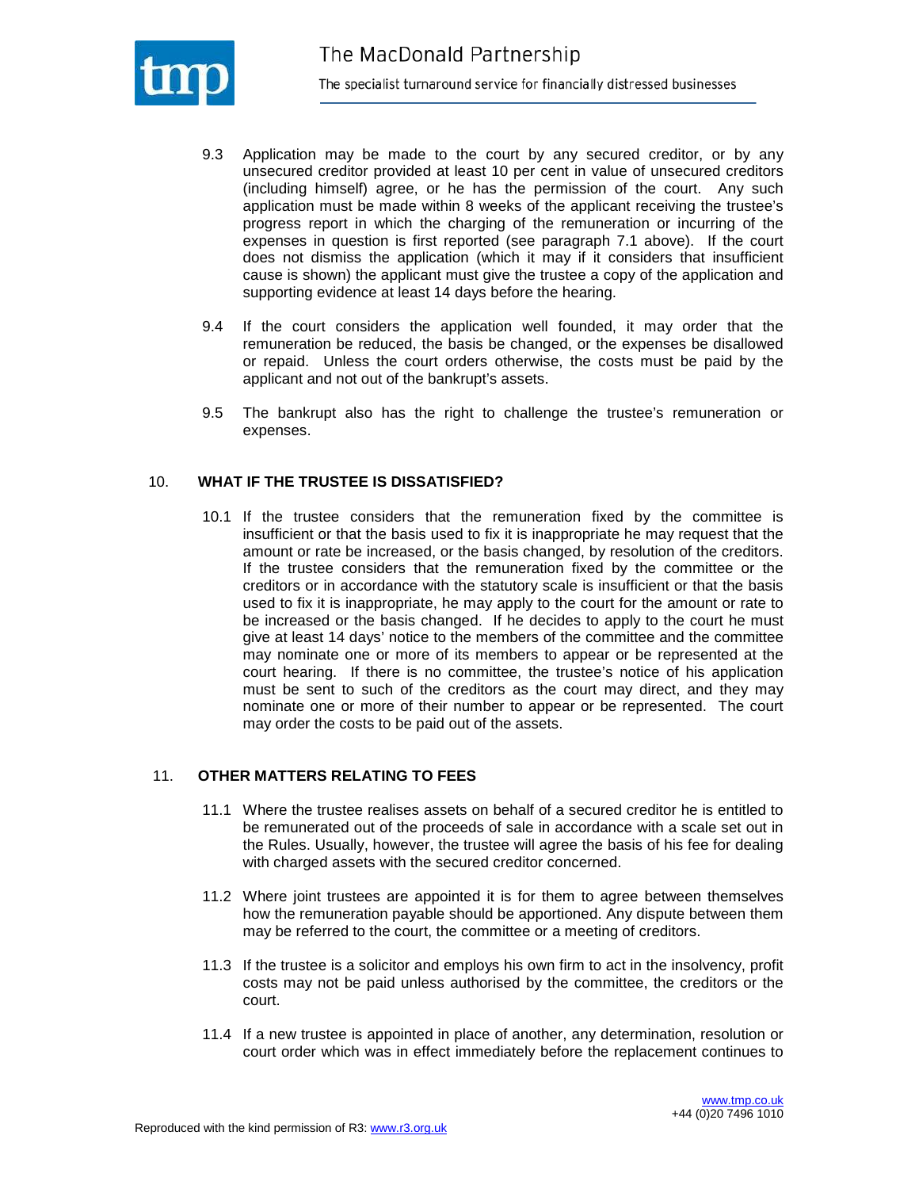9.3 Application may be made to the court by any secured creditor, or by any unsecured creditor provided at least 10 per cent in value of unsecured creditors (including himself) agree, or he has the permission of the court. Any such application must be made within 8 weeks of the applicant receiving the trustee's progress report in which the charging of the remuneration or incurring of the expenses in question is first reported (see paragraph 7.1 above). If the court does not dismiss the application (which it may if it considers that insufficient cause is shown) the applicant must give the trustee a copy of the application and supporting evidence at least 14 days before the hearing.

9.4 If the court considers the application well founded, it may order that the remuneration be reduced, the basis be changed, or the expenses be disallowed or repaid. Unless the court orders otherwise, the costs must be paid by the applicant and not out of the bankrupt's assets.

9.5 The bankrupt also has the right to challenge the trustee's remuneration or expenses.

## 10. WHAT IF THE TRUSTEE IS DISSATISFIED?

10.1 If the trustee considers that the remuneration fixed by the committee is insufficient or that the basis used to fix it is inappropriate he may request that the amount or rate be increased, or the basis changed, by resolution of the creditors. If the trustee considers that the remuneration fixed by the committee or the creditors or in accordance with the statutory scale is insufficient or that the basis used to fix it is inappropriate, he may apply to the court for the amount or rate to be increased or the basis changed. If he decides to apply to the court he must give at least 14 days' notice to the members of the committee and the committee may nominate one or more of its members to appear or be represented at the court hearing. If there is no committee, the trustee's notice of his application must be sent to such of the creditors as the court may direct, and they may nominate one or more of their number to appear or be represented. The court may order the costs to be paid out of the assets.

## 11. OTHER MATTERS RELATING TO FEES

11.1 Where the trustee realises assets on behalf of a secured creditor he is entitled to be remunerated out of the proceeds of sale in accordance with a scale set out in the Rules. Usually, however, the trustee will agree the basis of his fee for dealing with charged assets with the secured creditor concerned.

11.2 Where joint trustees are appointed it is for them to agree between themselves how the remuneration payable should be apportioned. Any dispute between them may be referred to the court, the committee or a meeting of creditors.

11.3 If the trustee is a solicitor and employs his own firm to act in the insolvency, profit costs may not be paid unless authorised by the committee, the creditors or the court.

11.4 If a new trustee is appointed in place of another, any determination, resolution or court order which was in effect immediately before the replacement continues to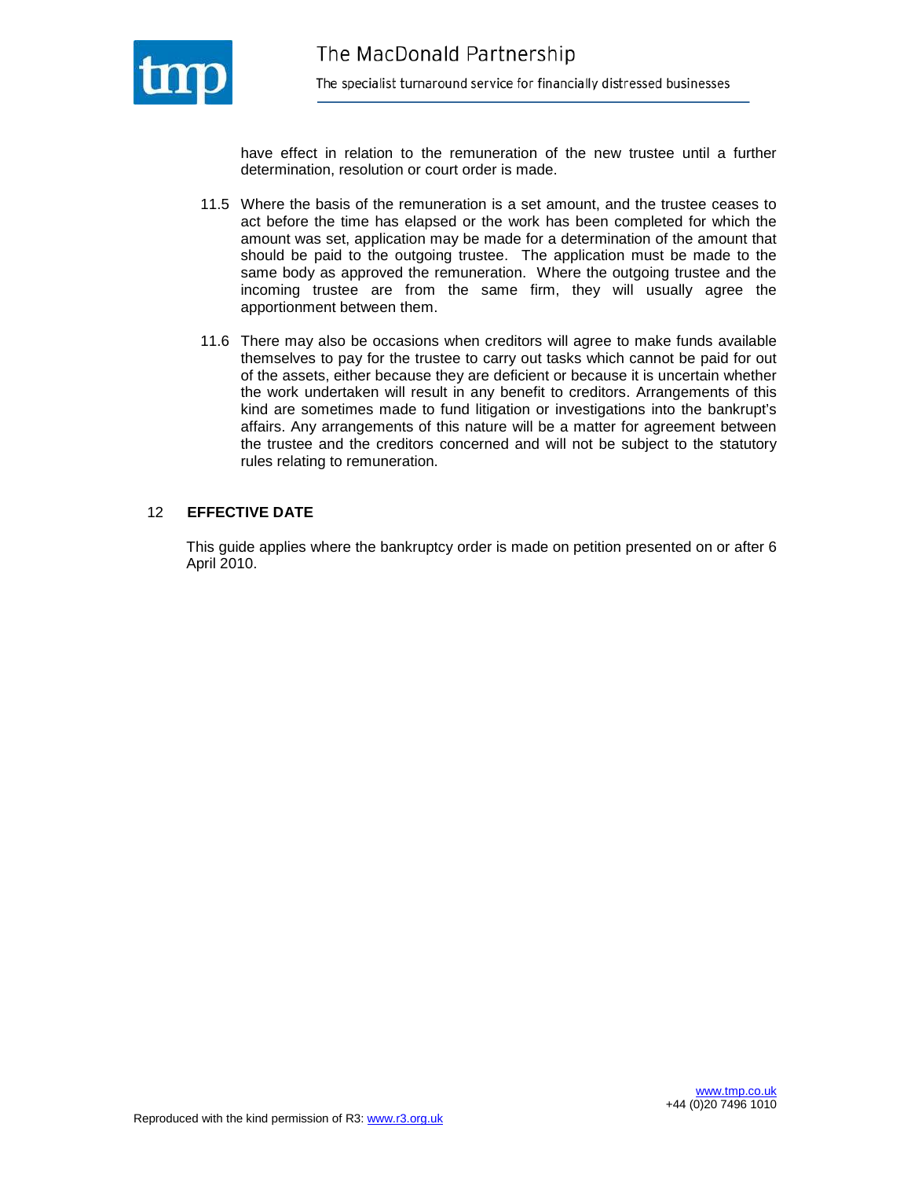have effect in relation to the remuneration of the new trustee until a further determination, resolution or court order is made.

11.5 Where the basis of the remuneration is a set amount, and the trustee ceases to act before the time has elapsed or the work has been completed for which the amount was set, application may be made for a determination of the amount that should be paid to the outgoing trustee. The application must be made to the same body as approved the remuneration. Where the outgoing trustee and the incoming trustee are from the same firm, they will usually agree the apportionment between them.

11.6 There may also be occasions when creditors will agree to make funds available themselves to pay for the trustee to carry out tasks which cannot be paid for out of the assets, either because they are deficient or because it is uncertain whether the work undertaken will result in any benefit to creditors. Arrangements of this kind are sometimes made to fund litigation or investigations into the bankrupt's affairs. Any arrangements of this nature will be a matter for agreement between the trustee and the creditors concerned and will not be subject to the statutory rules relating to remuneration.

## 12 EFFECTIVE DATE

This guide applies where the bankruptcy order is made on petition presented on or after 6 April 2010.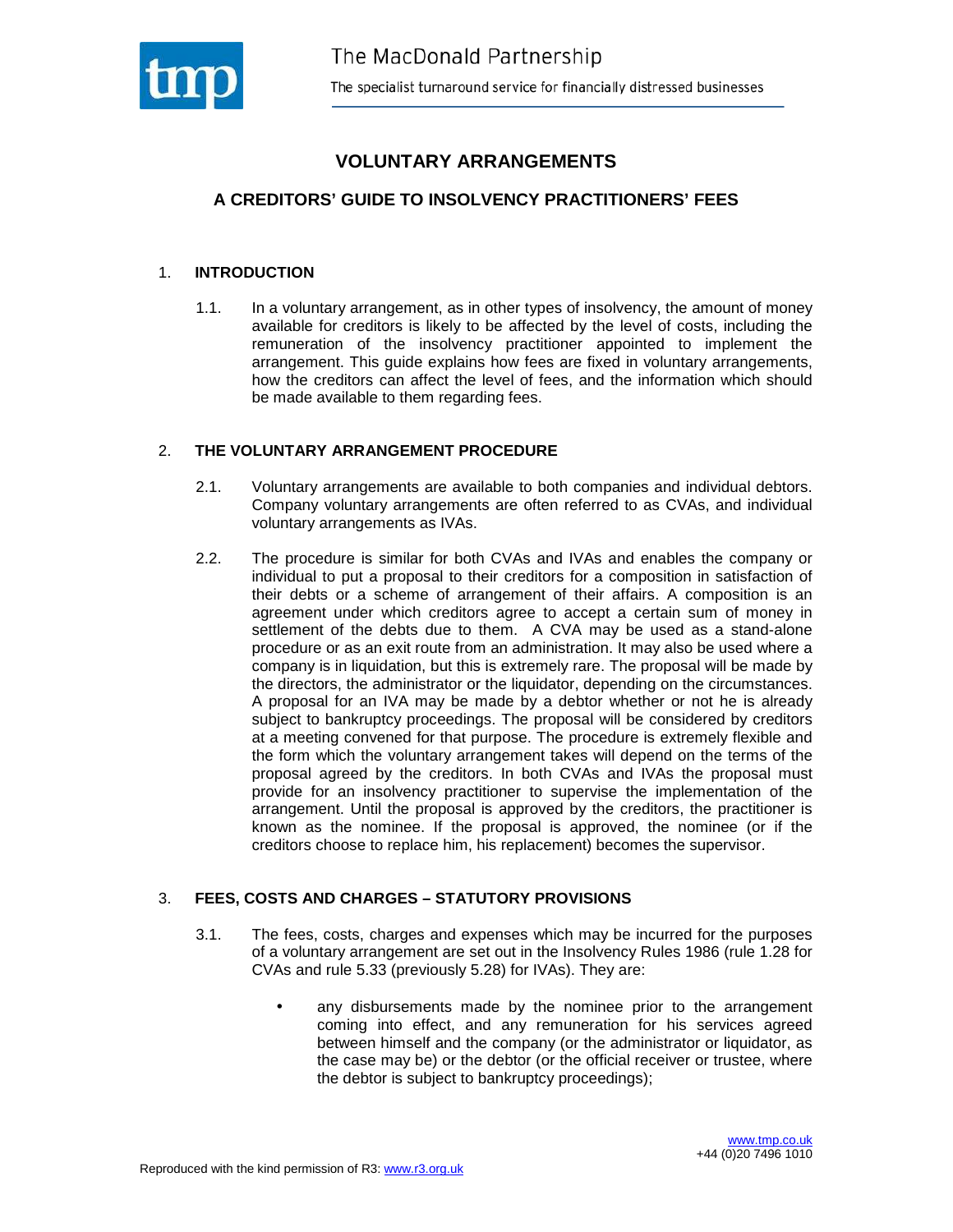# VOLUNTARY ARRANGEMENTS

## A CREDITORS' GUIDE TO INSOLVENCY PRACTITIONERS' FEES

### 1. INTRODUCTION

1.1. In a voluntary arrangement, as in other types of insolvency, the amount of money available for creditors is likely to be affected by the level of costs, including the remuneration of the insolvency practitioner appointed to implement the arrangement. This guide explains how fees are fixed in voluntary arrangements, how the creditors can affect the level of fees, and the information which should be made available to them regarding fees.

### 2. THE VOLUNTARY ARRANGEMENT PROCEDURE

2.1. Voluntary arrangements are available to both companies and individual debtors. Company voluntary arrangements are often referred to as CVAs, and individual voluntary arrangements as IVAs.

2.2. The procedure is similar for both CVAs and IVAs and enables the company or individual to put a proposal to their creditors for a composition in satisfaction of their debts or a scheme of arrangement of their affairs. A composition is an agreement under which creditors agree to accept a certain sum of money in settlement of the debts due to them. A CVA may be used as a stand-alone procedure or as an exit route from an administration. It may also be used where a company is in liquidation, but this is extremely rare. The proposal will be made by the directors, the administrator or the liquidator, depending on the circumstances. A proposal for an IVA may be made by a debtor whether or not he is already subject to bankruptcy proceedings. The proposal will be considered by creditors at a meeting convened for that purpose. The procedure is extremely flexible and the form which the voluntary arrangement takes will depend on the terms of the proposal agreed by the creditors. In both CVAs and IVAs the proposal must provide for an insolvency practitioner to supervise the implementation of the arrangement. Until the proposal is approved by the creditors, the practitioner is known as the nominee. If the proposal is approved, the nominee (or if the creditors choose to replace him, his replacement) becomes the supervisor.

### 3. FEES, COSTS AND CHARGES – STATUTORY PROVISIONS

3.1. The fees, costs, charges and expenses which may be incurred for the purposes of a voluntary arrangement are set out in the Insolvency Rules 1986 (rule 1.28 for CVAs and rule 5.33 (previously 5.28) for IVAs). They are:

- any disbursements made by the nominee prior to the arrangement coming into effect, and any remuneration for his services agreed between himself and the company (or the administrator or liquidator, as the case may be) or the debtor (or the official receiver or trustee, where the debtor is subject to bankruptcy proceedings);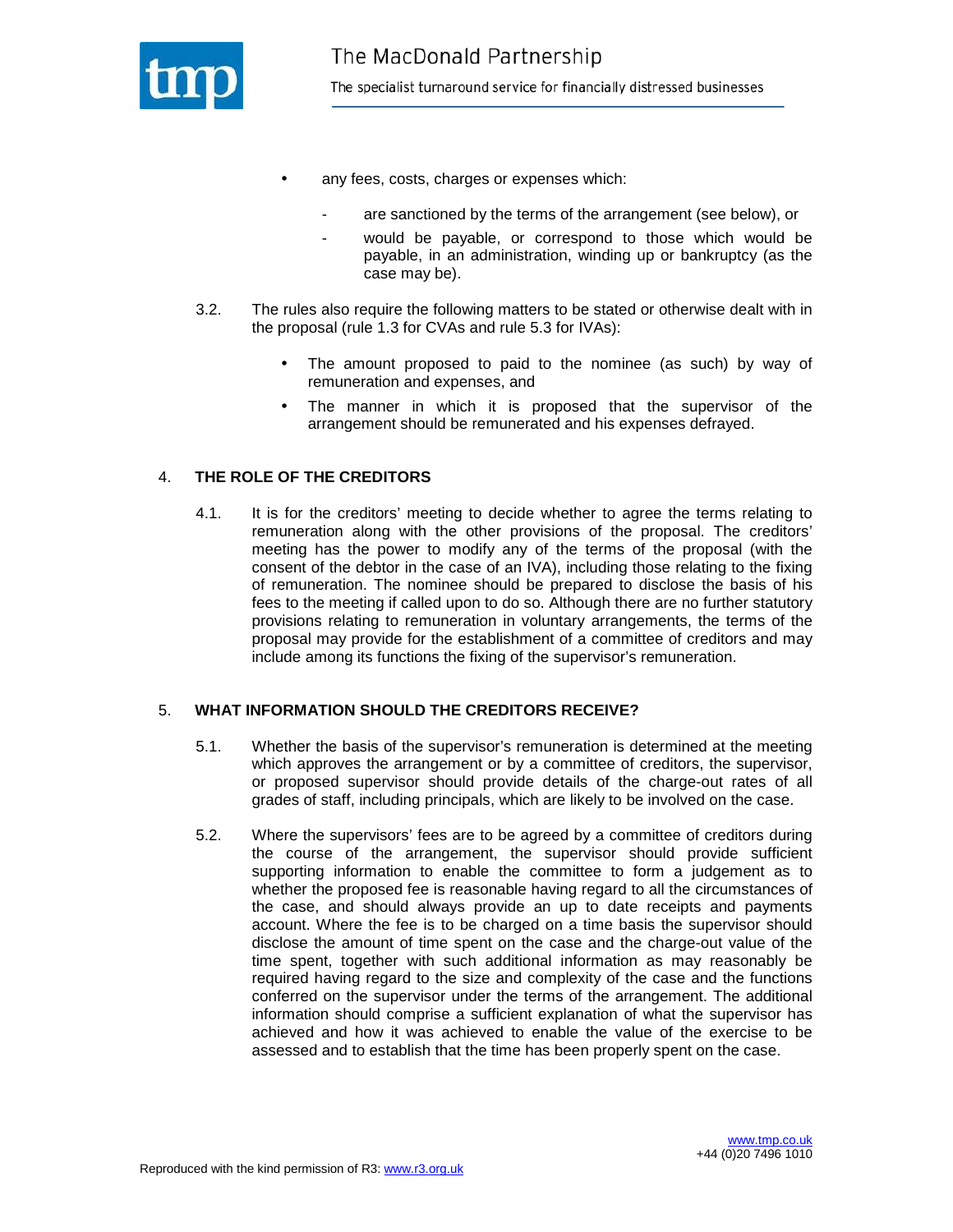- any fees, costs, charges or expenses which:
  - are sanctioned by the terms of the arrangement (see below), or
  - would be payable, or correspond to those which would be payable, in an administration, winding up or bankruptcy (as the case may be).

3.2. The rules also require the following matters to be stated or otherwise dealt with in the proposal (rule 1.3 for CVAs and rule 5.3 for IVAs):

- The amount proposed to paid to the nominee (as such) by way of remuneration and expenses, and
- The manner in which it is proposed that the supervisor of the arrangement should be remunerated and his expenses defrayed.

## 4. THE ROLE OF THE CREDITORS

4.1. It is for the creditors' meeting to decide whether to agree the terms relating to remuneration along with the other provisions of the proposal. The creditors' meeting has the power to modify any of the terms of the proposal (with the consent of the debtor in the case of an IVA), including those relating to the fixing of remuneration. The nominee should be prepared to disclose the basis of his fees to the meeting if called upon to do so. Although there are no further statutory provisions relating to remuneration in voluntary arrangements, the terms of the proposal may provide for the establishment of a committee of creditors and may include among its functions the fixing of the supervisor's remuneration.

## 5. WHAT INFORMATION SHOULD THE CREDITORS RECEIVE?

5.1. Whether the basis of the supervisor's remuneration is determined at the meeting which approves the arrangement or by a committee of creditors, the supervisor, or proposed supervisor should provide details of the charge-out rates of all grades of staff, including principals, which are likely to be involved on the case.

5.2. Where the supervisors' fees are to be agreed by a committee of creditors during the course of the arrangement, the supervisor should provide sufficient supporting information to enable the committee to form a judgement as to whether the proposed fee is reasonable having regard to all the circumstances of the case, and should always provide an up to date receipts and payments account. Where the fee is to be charged on a time basis the supervisor should disclose the amount of time spent on the case and the charge-out value of the time spent, together with such additional information as may reasonably be required having regard to the size and complexity of the case and the functions conferred on the supervisor under the terms of the arrangement. The additional information should comprise a sufficient explanation of what the supervisor has achieved and how it was achieved to enable the value of the exercise to be assessed and to establish that the time has been properly spent on the case.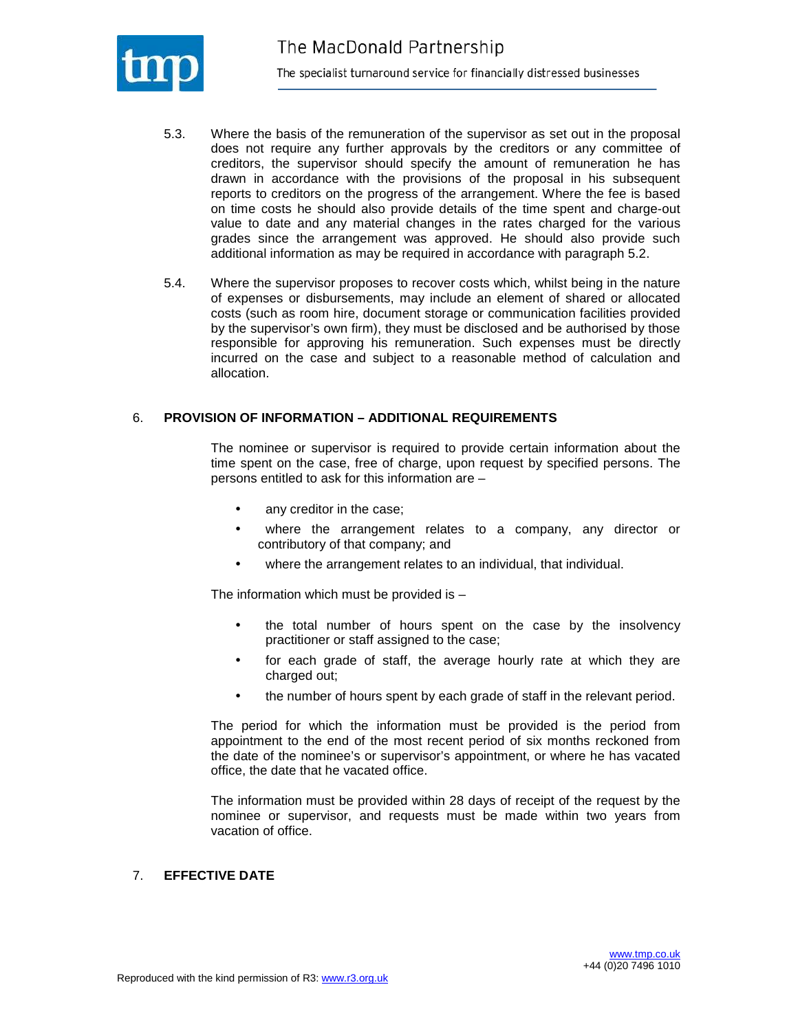5.3. Where the basis of the remuneration of the supervisor as set out in the proposal does not require any further approvals by the creditors or any committee of creditors, the supervisor should specify the amount of remuneration he has drawn in accordance with the provisions of the proposal in his subsequent reports to creditors on the progress of the arrangement. Where the fee is based on time costs he should also provide details of the time spent and charge-out value to date and any material changes in the rates charged for the various grades since the arrangement was approved. He should also provide such additional information as may be required in accordance with paragraph 5.2.

5.4. Where the supervisor proposes to recover costs which, whilst being in the nature of expenses or disbursements, may include an element of shared or allocated costs (such as room hire, document storage or communication facilities provided by the supervisor's own firm), they must be disclosed and be authorised by those responsible for approving his remuneration. Such expenses must be directly incurred on the case and subject to a reasonable method of calculation and allocation.

## 6. PROVISION OF INFORMATION – ADDITIONAL REQUIREMENTS

The nominee or supervisor is required to provide certain information about the time spent on the case, free of charge, upon request by specified persons. The persons entitled to ask for this information are –

- any creditor in the case;
- where the arrangement relates to a company, any director or contributory of that company; and
- where the arrangement relates to an individual, that individual.

The information which must be provided is –

- the total number of hours spent on the case by the insolvency practitioner or staff assigned to the case;
- for each grade of staff, the average hourly rate at which they are charged out;
- the number of hours spent by each grade of staff in the relevant period.

The period for which the information must be provided is the period from appointment to the end of the most recent period of six months reckoned from the date of the nominee's or supervisor's appointment, or where he has vacated office, the date that he vacated office.

The information must be provided within 28 days of receipt of the request by the nominee or supervisor, and requests must be made within two years from vacation of office.

## 7. EFFECTIVE DATE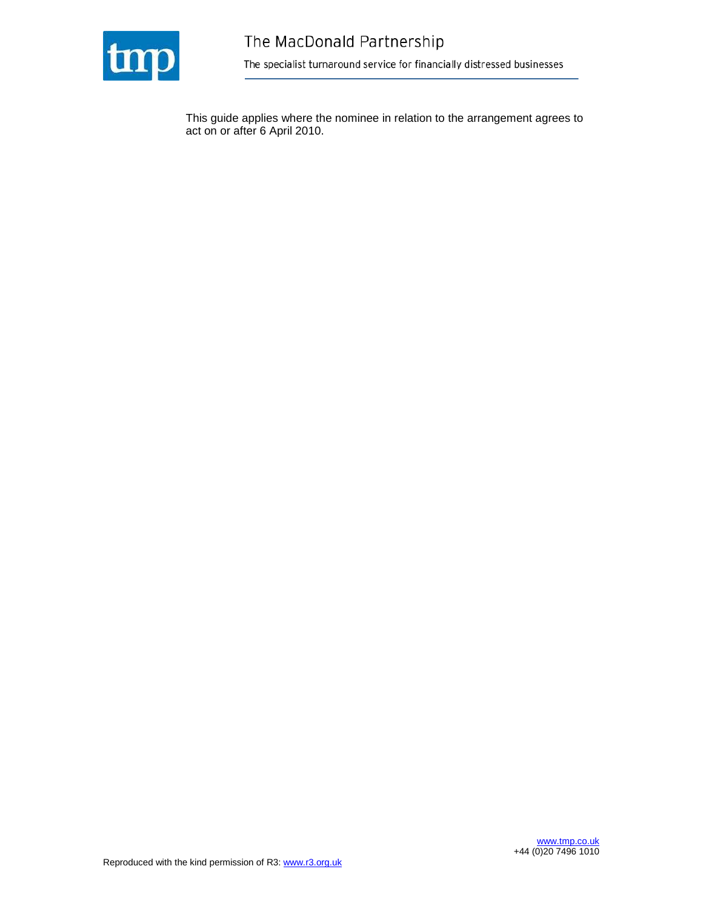This guide applies where the nominee in relation to the arrangement agrees to act on or after 6 April 2010.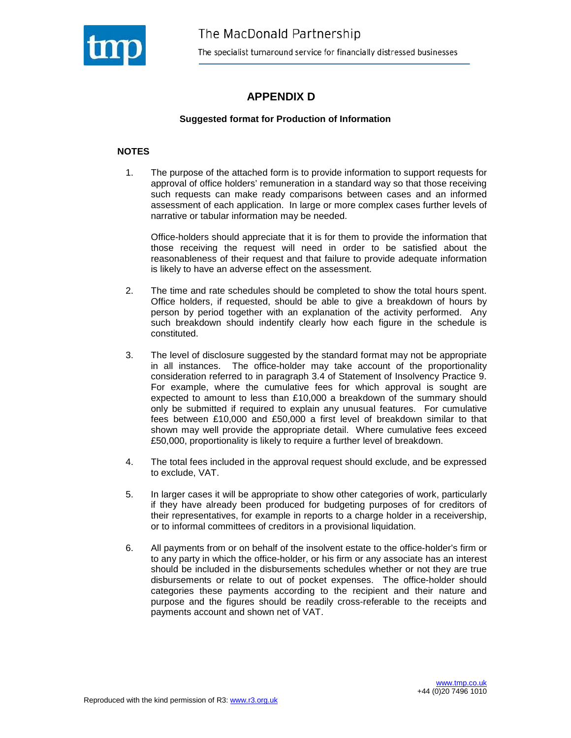# APPENDIX D

**Suggested format for Production of Information**

## NOTES

1. The purpose of the attached form is to provide information to support requests for approval of office holders' remuneration in a standard way so that those receiving such requests can make ready comparisons between cases and an informed assessment of each application. In large or more complex cases further levels of narrative or tabular information may be needed.

   Office-holders should appreciate that it is for them to provide the information that those receiving the request will need in order to be satisfied about the reasonableness of their request and that failure to provide adequate information is likely to have an adverse effect on the assessment.

2. The time and rate schedules should be completed to show the total hours spent. Office holders, if requested, should be able to give a breakdown of hours by person by period together with an explanation of the activity performed. Any such breakdown should indentify clearly how each figure in the schedule is constituted.

3. The level of disclosure suggested by the standard format may not be appropriate in all instances. The office-holder may take account of the proportionality consideration referred to in paragraph 3.4 of Statement of Insolvency Practice 9. For example, where the cumulative fees for which approval is sought are expected to amount to less than £10,000 a breakdown of the summary should only be submitted if required to explain any unusual features. For cumulative fees between £10,000 and £50,000 a first level of breakdown similar to that shown may well provide the appropriate detail. Where cumulative fees exceed £50,000, proportionality is likely to require a further level of breakdown.

4. The total fees included in the approval request should exclude, and be expressed to exclude, VAT.

5. In larger cases it will be appropriate to show other categories of work, particularly if they have already been produced for budgeting purposes of for creditors of their representatives, for example in reports to a charge holder in a receivership, or to informal committees of creditors in a provisional liquidation.

6. All payments from or on behalf of the insolvent estate to the office-holder's firm or to any party in which the office-holder, or his firm or any associate has an interest should be included in the disbursements schedules whether or not they are true disbursements or relate to out of pocket expenses. The office-holder should categories these payments according to the recipient and their nature and purpose and the figures should be readily cross-referable to the receipts and payments account and shown net of VAT.

Reproduced with the kind permission of R3: www.r3.org.uk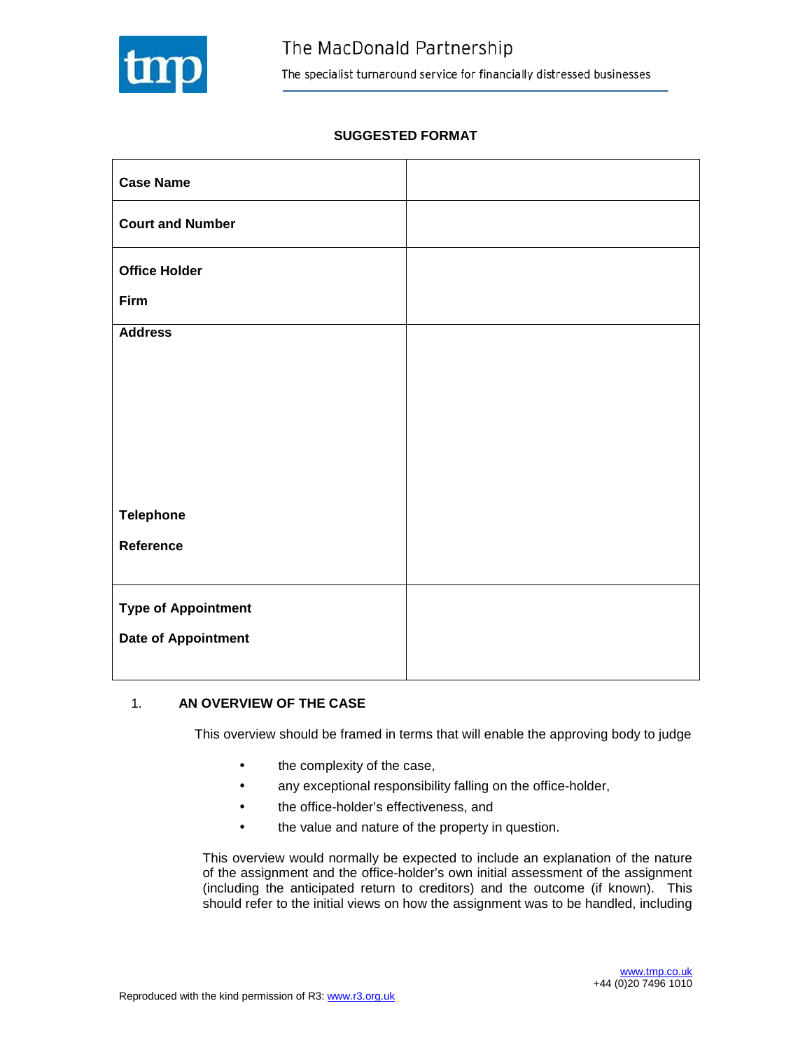**SUGGESTED FORMAT**

| | |
|---|---|
| **Case Name** | |
| **Court and Number** | |
| **Office Holder**<br>**Firm** | |
| **Address**<br><br><br><br><br>**Telephone**<br>**Reference** | |
| **Type of Appointment**<br>**Date of Appointment** | |

## 1. AN OVERVIEW OF THE CASE

This overview should be framed in terms that will enable the approving body to judge

- the complexity of the case,
- any exceptional responsibility falling on the office-holder,
- the office-holder's effectiveness, and
- the value and nature of the property in question.

This overview would normally be expected to include an explanation of the nature of the assignment and the office-holder's own initial assessment of the assignment (including the anticipated return to creditors) and the outcome (if known). This should refer to the initial views on how the assignment was to be handled, including

Reproduced with the kind permission of R3: www.r3.org.uk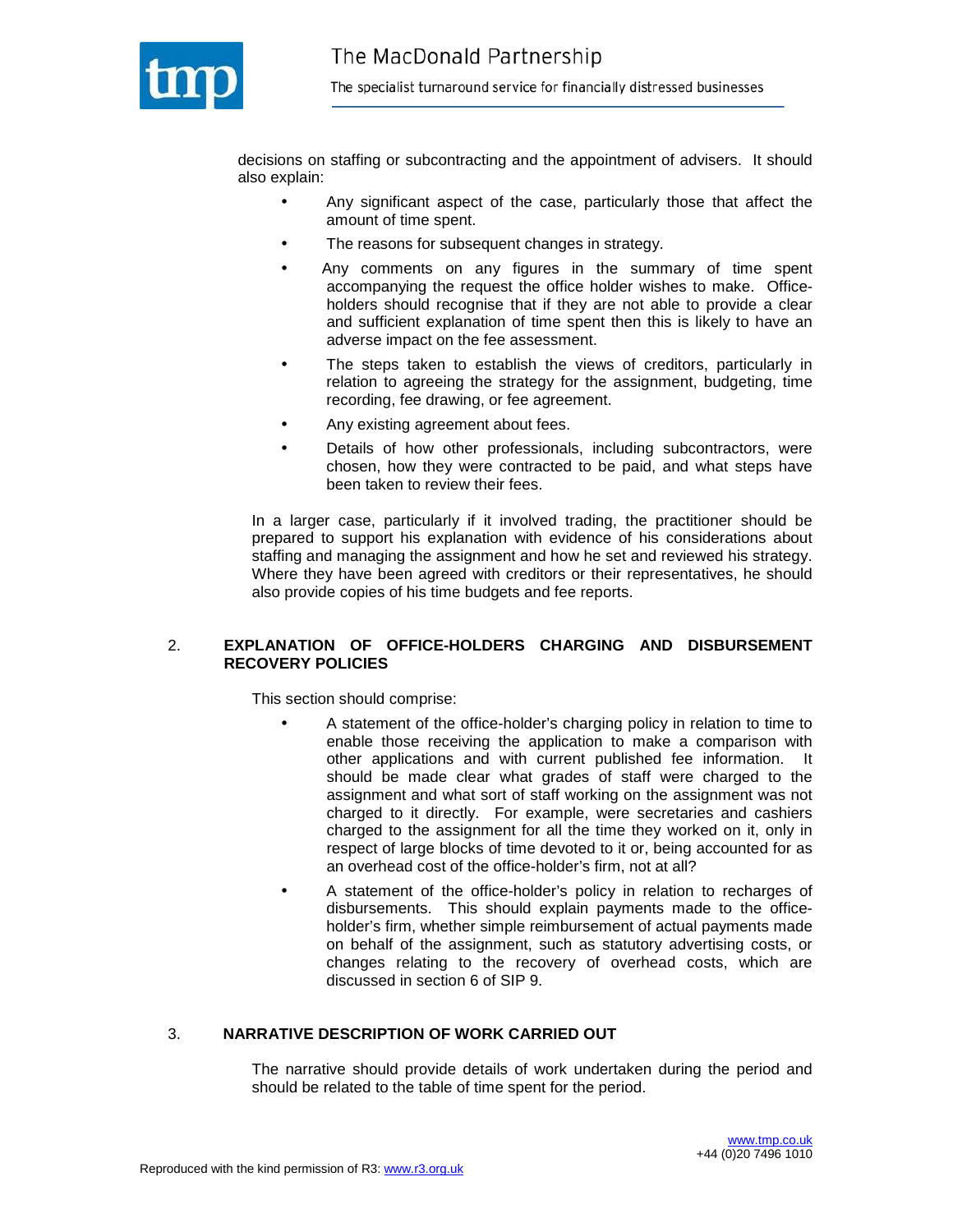decisions on staffing or subcontracting and the appointment of advisers. It should also explain:

- Any significant aspect of the case, particularly those that affect the amount of time spent.
- The reasons for subsequent changes in strategy.
- Any comments on any figures in the summary of time spent accompanying the request the office holder wishes to make. Office-holders should recognise that if they are not able to provide a clear and sufficient explanation of time spent then this is likely to have an adverse impact on the fee assessment.
- The steps taken to establish the views of creditors, particularly in relation to agreeing the strategy for the assignment, budgeting, time recording, fee drawing, or fee agreement.
- Any existing agreement about fees.
- Details of how other professionals, including subcontractors, were chosen, how they were contracted to be paid, and what steps have been taken to review their fees.

In a larger case, particularly if it involved trading, the practitioner should be prepared to support his explanation with evidence of his considerations about staffing and managing the assignment and how he set and reviewed his strategy. Where they have been agreed with creditors or their representatives, he should also provide copies of his time budgets and fee reports.

## 2. EXPLANATION OF OFFICE-HOLDERS CHARGING AND DISBURSEMENT RECOVERY POLICIES

This section should comprise:

- A statement of the office-holder's charging policy in relation to time to enable those receiving the application to make a comparison with other applications and with current published fee information. It should be made clear what grades of staff were charged to the assignment and what sort of staff working on the assignment was not charged to it directly. For example, were secretaries and cashiers charged to the assignment for all the time they worked on it, only in respect of large blocks of time devoted to it or, being accounted for as an overhead cost of the office-holder's firm, not at all?
- A statement of the office-holder's policy in relation to recharges of disbursements. This should explain payments made to the office-holder's firm, whether simple reimbursement of actual payments made on behalf of the assignment, such as statutory advertising costs, or changes relating to the recovery of overhead costs, which are discussed in section 6 of SIP 9.

## 3. NARRATIVE DESCRIPTION OF WORK CARRIED OUT

The narrative should provide details of work undertaken during the period and should be related to the table of time spent for the period.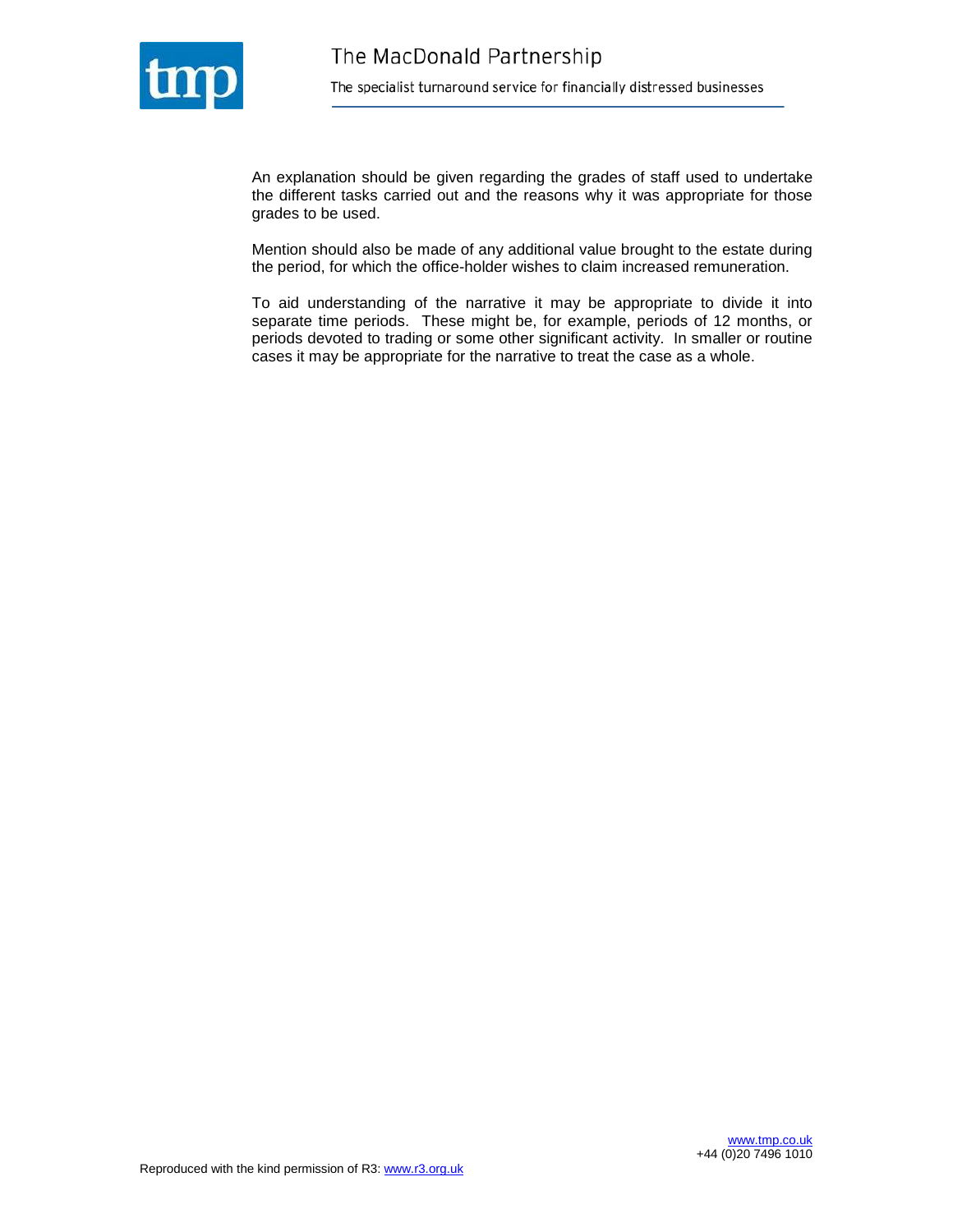An explanation should be given regarding the grades of staff used to undertake the different tasks carried out and the reasons why it was appropriate for those grades to be used.

Mention should also be made of any additional value brought to the estate during the period, for which the office-holder wishes to claim increased remuneration.

To aid understanding of the narrative it may be appropriate to divide it into separate time periods. These might be, for example, periods of 12 months, or periods devoted to trading or some other significant activity. In smaller or routine cases it may be appropriate for the narrative to treat the case as a whole.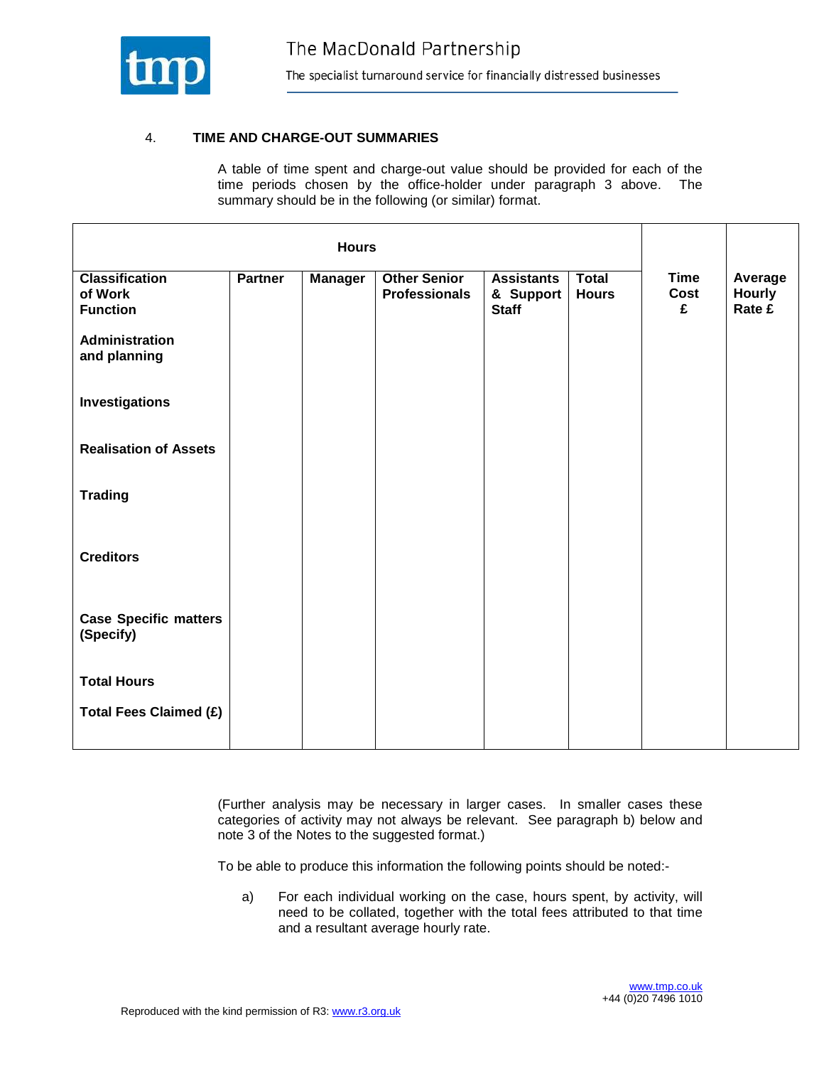4. **TIME AND CHARGE-OUT SUMMARIES**

A table of time spent and charge-out value should be provided for each of the time periods chosen by the office-holder under paragraph 3 above. The summary should be in the following (or similar) format.

| Hours | | | | | | Time Cost £ | Average Hourly Rate £ |
|---|---|---|---|---|---|---|---|
| **Classification of Work Function** | **Partner** | **Manager** | **Other Senior Professionals** | **Assistants & Support Staff** | **Total Hours** | | |
| **Administration and planning** | | | | | | | |
| **Investigations** | | | | | | | |
| **Realisation of Assets** | | | | | | | |
| **Trading** | | | | | | | |
| **Creditors** | | | | | | | |
| **Case Specific matters (Specify)** | | | | | | | |
| **Total Hours** | | | | | | | |
| **Total Fees Claimed (£)** | | | | | | | |

(Further analysis may be necessary in larger cases. In smaller cases these categories of activity may not always be relevant. See paragraph b) below and note 3 of the Notes to the suggested format.)

To be able to produce this information the following points should be noted:-

a) For each individual working on the case, hours spent, by activity, will need to be collated, together with the total fees attributed to that time and a resultant average hourly rate.

Reproduced with the kind permission of R3: www.r3.org.uk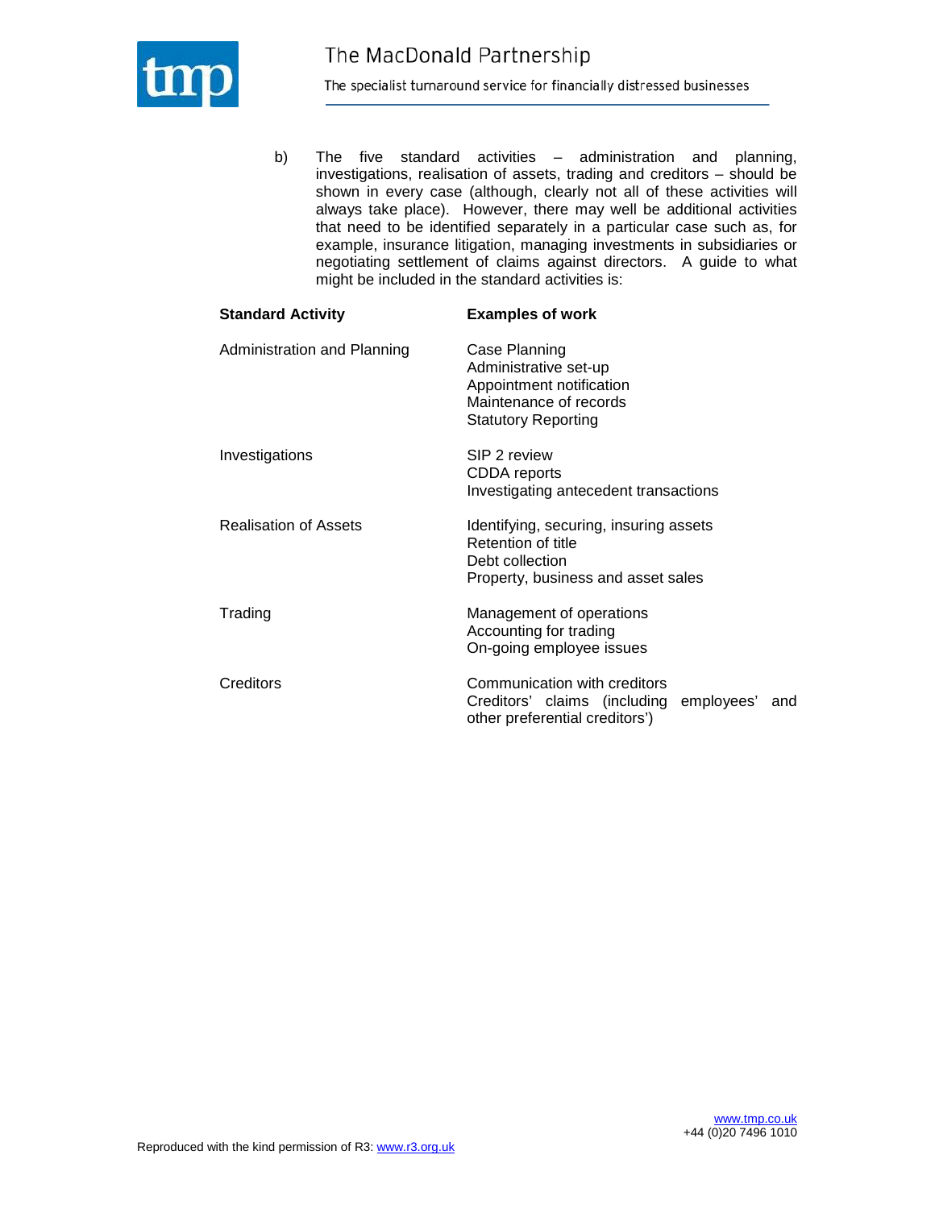b) The five standard activities – administration and planning, investigations, realisation of assets, trading and creditors – should be shown in every case (although, clearly not all of these activities will always take place). However, there may well be additional activities that need to be identified separately in a particular case such as, for example, insurance litigation, managing investments in subsidiaries or negotiating settlement of claims against directors. A guide to what might be included in the standard activities is:

| **Standard Activity** | **Examples of work** |
|---|---|
| Administration and Planning | Case Planning<br>Administrative set-up<br>Appointment notification<br>Maintenance of records<br>Statutory Reporting |
| Investigations | SIP 2 review<br>CDDA reports<br>Investigating antecedent transactions |
| Realisation of Assets | Identifying, securing, insuring assets<br>Retention of title<br>Debt collection<br>Property, business and asset sales |
| Trading | Management of operations<br>Accounting for trading<br>On-going employee issues |
| Creditors | Communication with creditors<br>Creditors' claims (including employees' and other preferential creditors') |

Reproduced with the kind permission of R3: www.r3.org.uk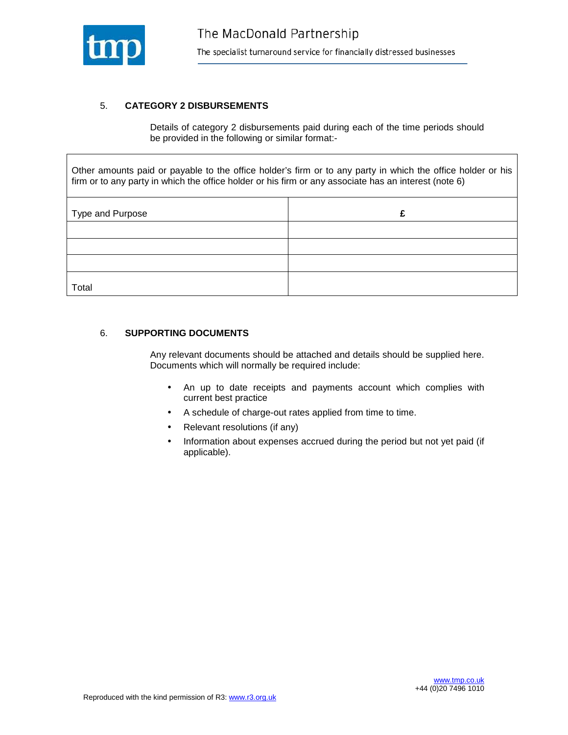## 5. CATEGORY 2 DISBURSEMENTS

Details of category 2 disbursements paid during each of the time periods should be provided in the following or similar format:-

| Other amounts paid or payable to the office holder's firm or to any party in which the office holder or his firm or to any party in which the office holder or his firm or any associate has an interest (note 6) | |
|---|---|
| Type and Purpose | **£** |
| | |
| | |
| | |
| Total | |

## 6. SUPPORTING DOCUMENTS

Any relevant documents should be attached and details should be supplied here. Documents which will normally be required include:

- An up to date receipts and payments account which complies with current best practice
- A schedule of charge-out rates applied from time to time.
- Relevant resolutions (if any)
- Information about expenses accrued during the period but not yet paid (if applicable).

Reproduced with the kind permission of R3: www.r3.org.uk